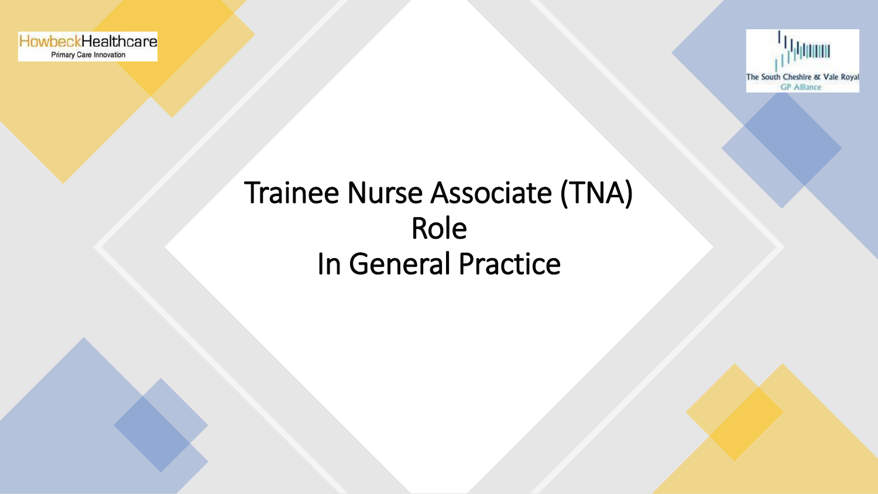HowbeckHealthcare
Primary Care Innovation

The South Cheshire & Vale Royal
GP Alliance

# Trainee Nurse Associate (TNA) Role In General Practice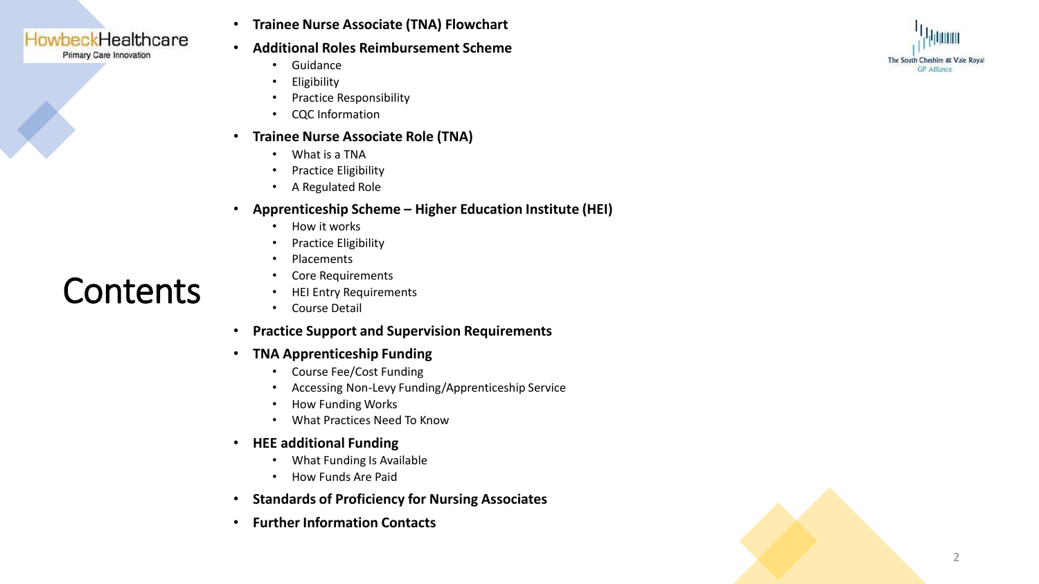# Contents

- **Trainee Nurse Associate (TNA) Flowchart**
- **Additional Roles Reimbursement Scheme**
  - Guidance
  - Eligibility
  - Practice Responsibility
  - CQC Information
- **Trainee Nurse Associate Role (TNA)**
  - What is a TNA
  - Practice Eligibility
  - A Regulated Role
- **Apprenticeship Scheme – Higher Education Institute (HEI)**
  - How it works
  - Practice Eligibility
  - Placements
  - Core Requirements
  - HEI Entry Requirements
  - Course Detail
- **Practice Support and Supervision Requirements**
- **TNA Apprenticeship Funding**
  - Course Fee/Cost Funding
  - Accessing Non-Levy Funding/Apprenticeship Service
  - How Funding Works
  - What Practices Need To Know
- **HEE additional Funding**
  - What Funding Is Available
  - How Funds Are Paid
- **Standards of Proficiency for Nursing Associates**
- **Further Information Contacts**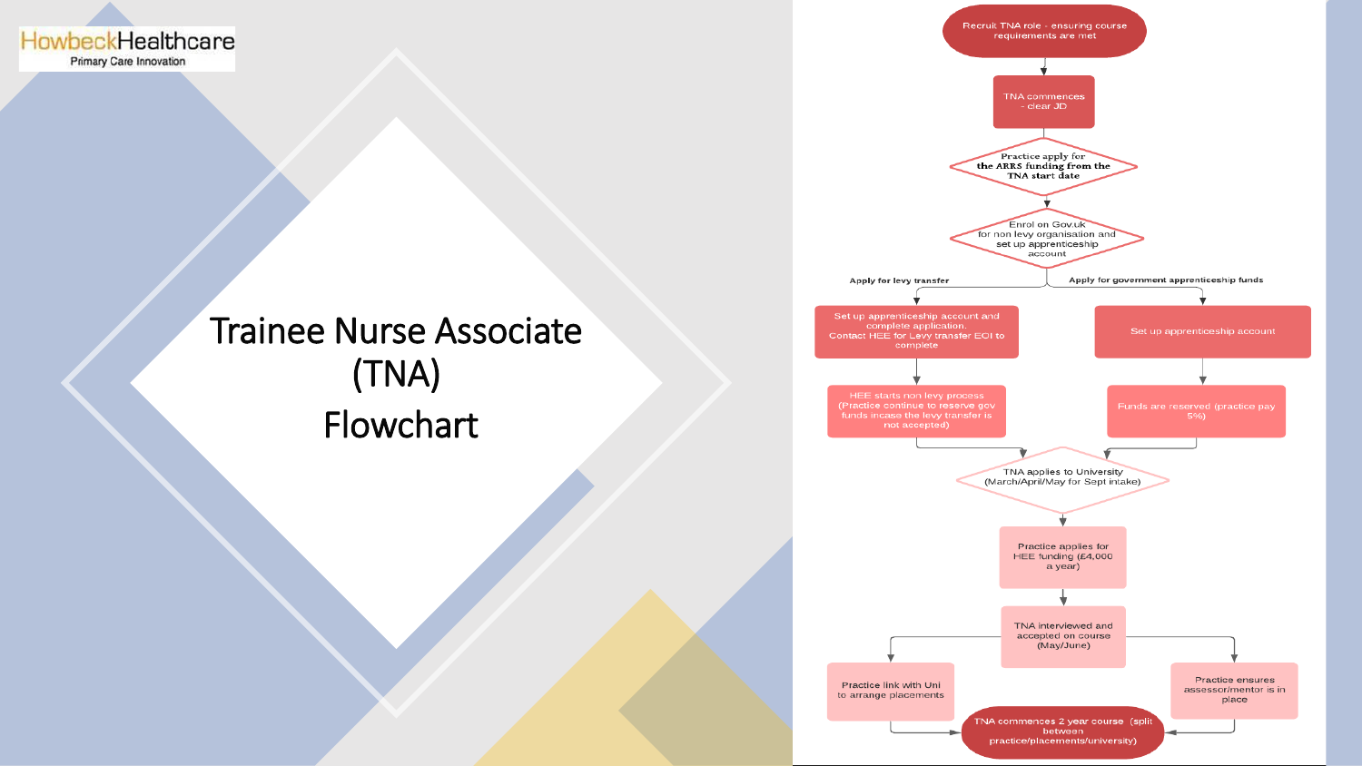HowbeckHealthcare
Primary Care Innovation

# Trainee Nurse Associate (TNA) Flowchart

Recruit TNA role - ensuring course requirements are met

TNA commences - clear JD

Practice apply for the ARRS funding from the TNA start date

Enrol on Gov.uk for non levy organisation and set up apprenticeship account

**Apply for levy transfer**

Set up apprenticeship account and complete application. Contact HEE for Levy transfer EOI to complete

HEE starts non levy process (Practice continue to reserve gov funds incase the levy transfer is not accepted)

**Apply for government apprenticeship funds**

Set up apprenticeship account

Funds are reserved (practice pay 5%)

TNA applies to University (March/April/May for Sept intake)

Practice applies for HEE funding (£4,000 a year)

TNA interviewed and accepted on course (May/June)

Practice link with Uni to arrange placements

Practice ensures assessor/mentor is in place

TNA commences 2 year course (split between practice/placements/university)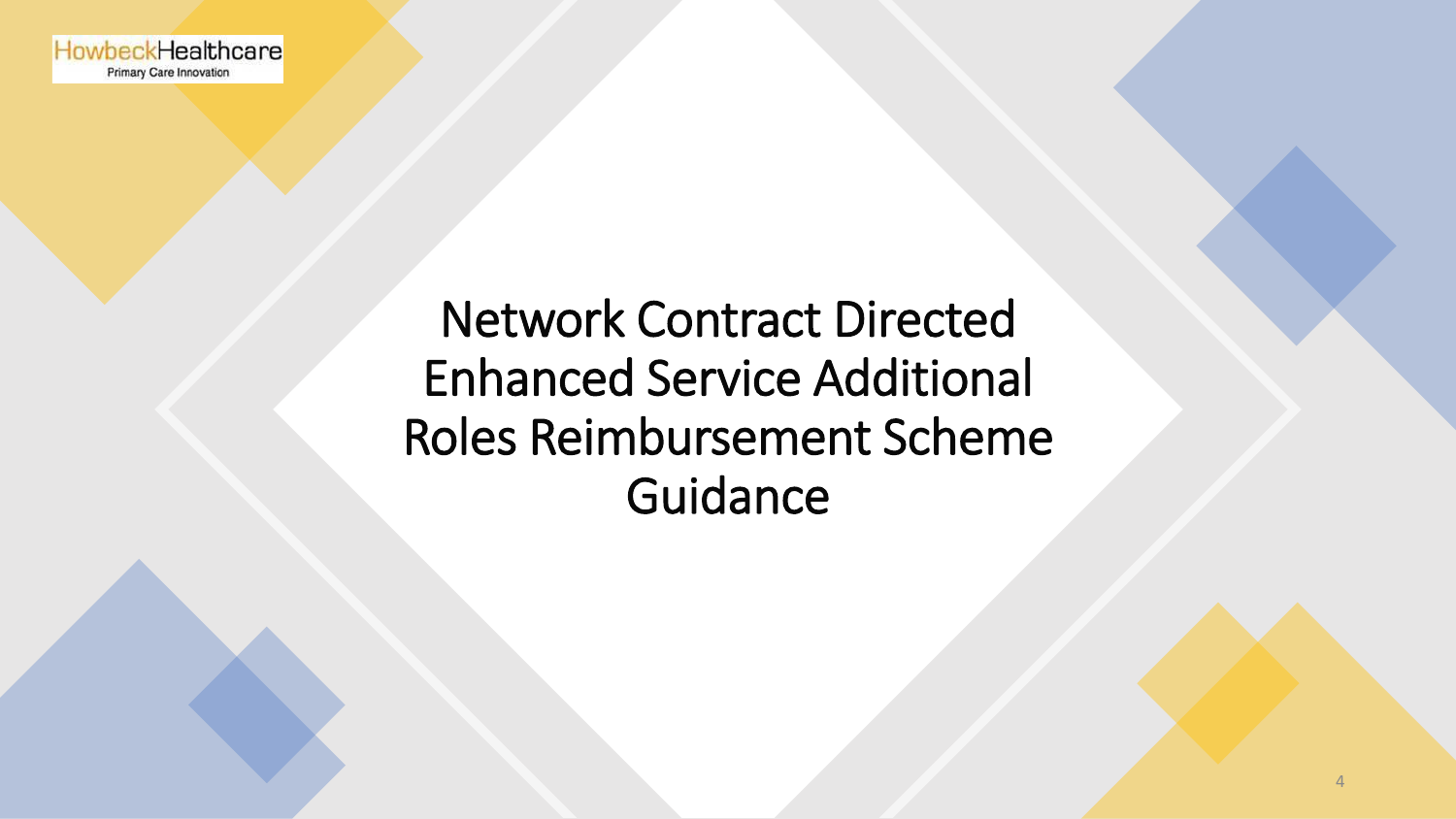# Network Contract Directed Enhanced Service Additional Roles Reimbursement Scheme Guidance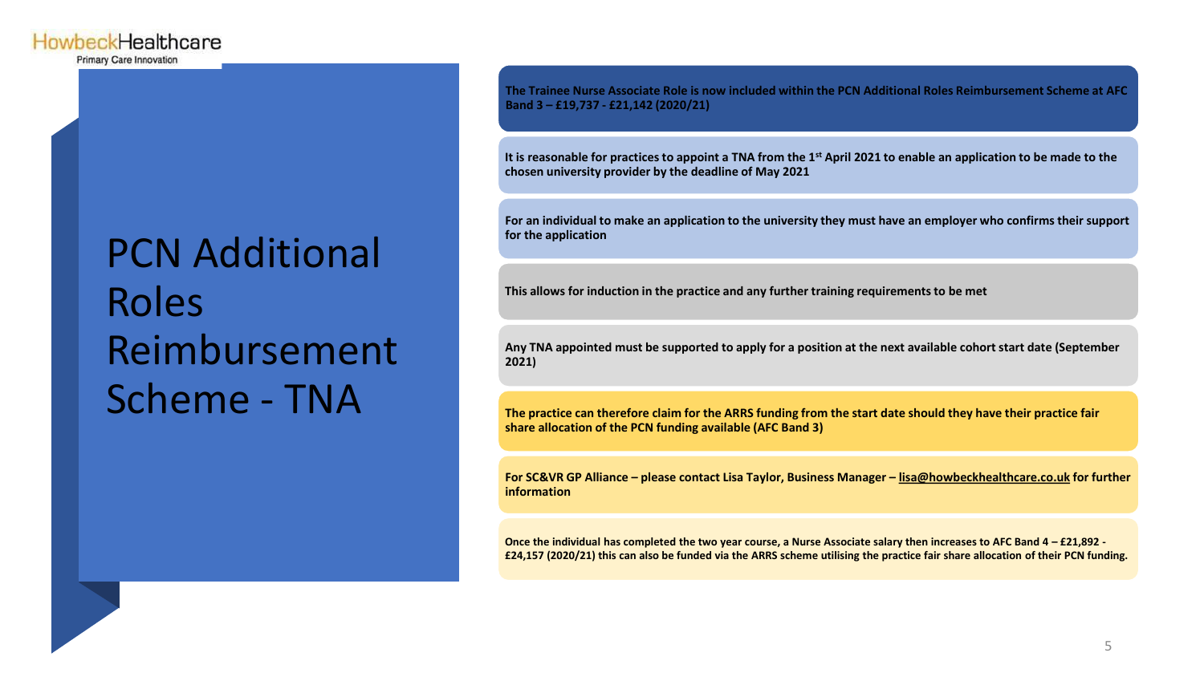# PCN Additional Roles Reimbursement Scheme - TNA

**The Trainee Nurse Associate Role is now included within the PCN Additional Roles Reimbursement Scheme at AFC Band 3 – £19,737 - £21,142 (2020/21)**

**It is reasonable for practices to appoint a TNA from the 1st April 2021 to enable an application to be made to the chosen university provider by the deadline of May 2021**

**For an individual to make an application to the university they must have an employer who confirms their support for the application**

**This allows for induction in the practice and any further training requirements to be met**

**Any TNA appointed must be supported to apply for a position at the next available cohort start date (September 2021)**

**The practice can therefore claim for the ARRS funding from the start date should they have their practice fair share allocation of the PCN funding available (AFC Band 3)**

**For SC&VR GP Alliance – please contact Lisa Taylor, Business Manager – lisa@howbeckhealthcare.co.uk for further information**

**Once the individual has completed the two year course, a Nurse Associate salary then increases to AFC Band 4 – £21,892 - £24,157 (2020/21) this can also be funded via the ARRS scheme utilising the practice fair share allocation of their PCN funding.**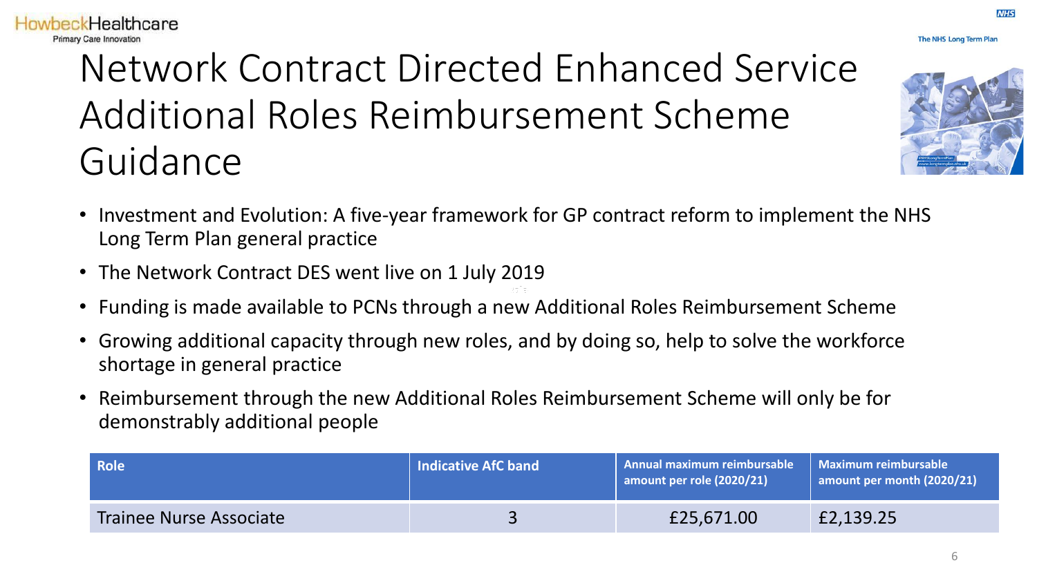# Network Contract Directed Enhanced Service Additional Roles Reimbursement Scheme Guidance

- Investment and Evolution: A five-year framework for GP contract reform to implement the NHS Long Term Plan general practice
- The Network Contract DES went live on 1 July 2019
- Funding is made available to PCNs through a new Additional Roles Reimbursement Scheme
- Growing additional capacity through new roles, and by doing so, help to solve the workforce shortage in general practice
- Reimbursement through the new Additional Roles Reimbursement Scheme will only be for demonstrably additional people

| Role | Indicative AfC band | Annual maximum reimbursable amount per role (2020/21) | Maximum reimbursable amount per month (2020/21) |
|---|---|---|---|
| Trainee Nurse Associate | 3 | £25,671.00 | £2,139.25 |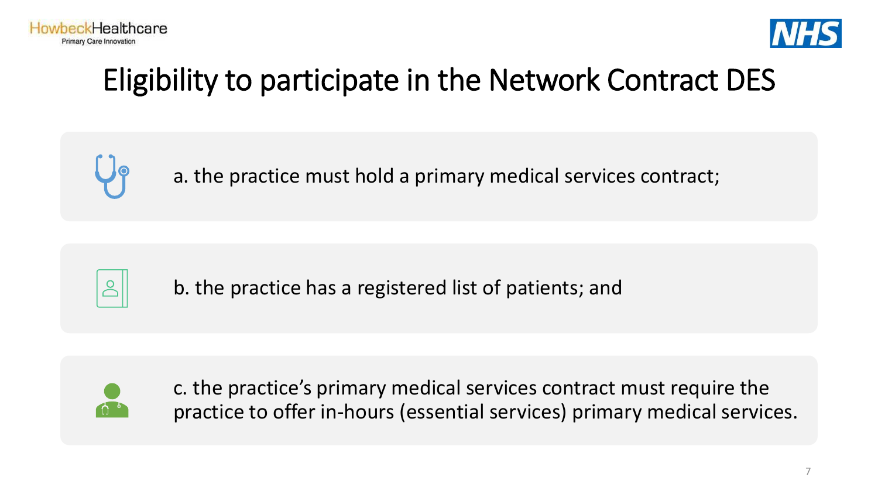# Eligibility to participate in the Network Contract DES

a. the practice must hold a primary medical services contract;

b. the practice has a registered list of patients; and

c. the practice's primary medical services contract must require the practice to offer in-hours (essential services) primary medical services.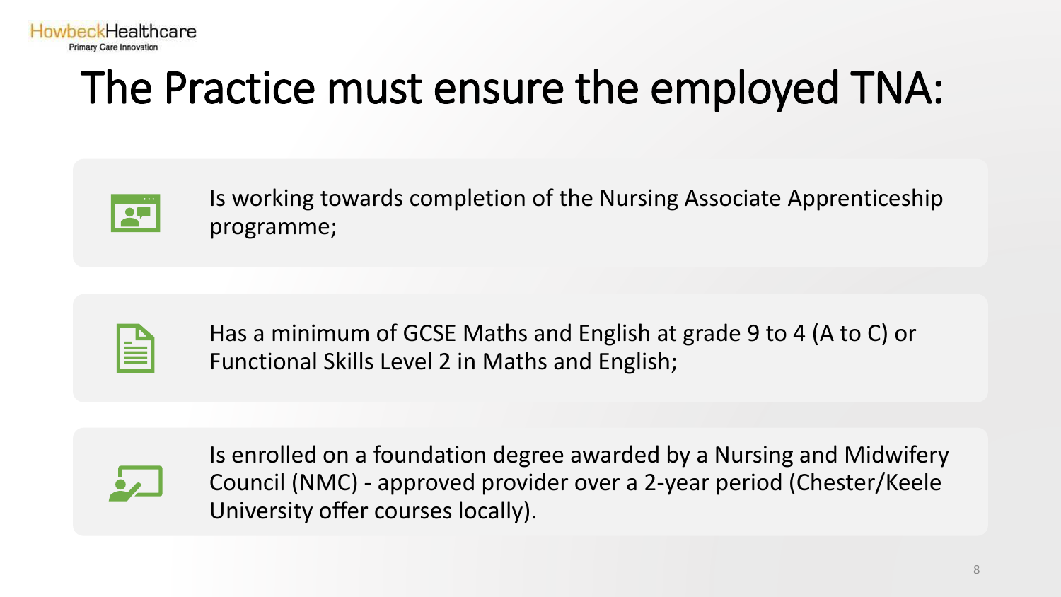# The Practice must ensure the employed TNA:

- Is working towards completion of the Nursing Associate Apprenticeship programme;
- Has a minimum of GCSE Maths and English at grade 9 to 4 (A to C) or Functional Skills Level 2 in Maths and English;
- Is enrolled on a foundation degree awarded by a Nursing and Midwifery Council (NMC) - approved provider over a 2-year period (Chester/Keele University offer courses locally).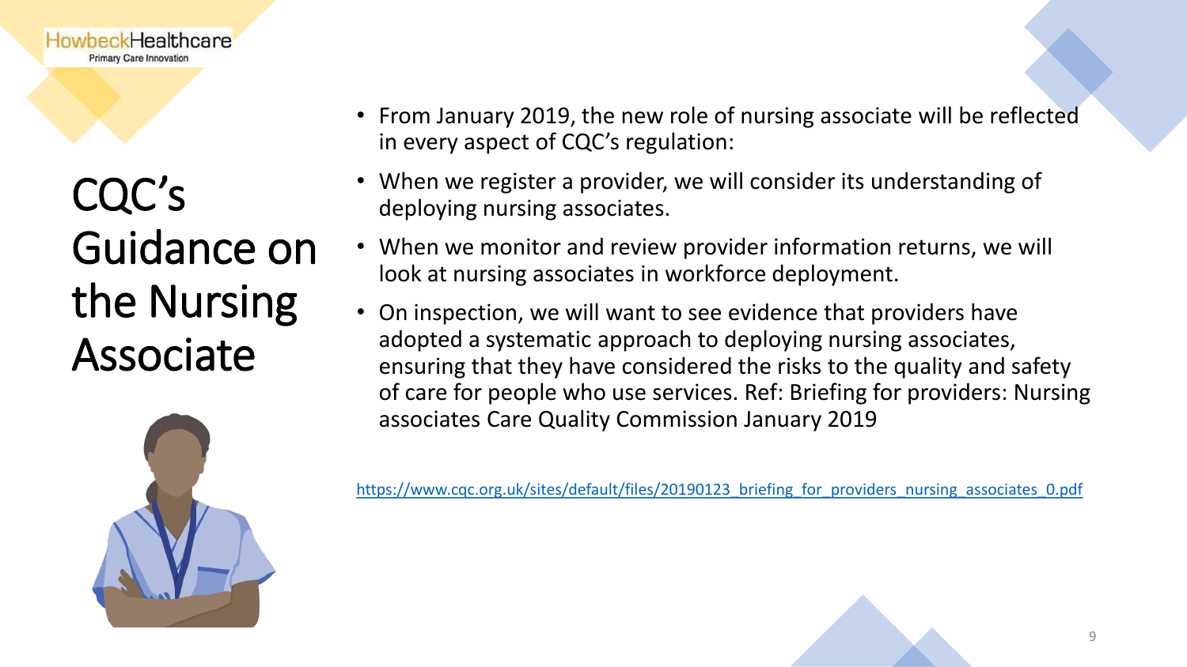# CQC's Guidance on the Nursing Associate

- From January 2019, the new role of nursing associate will be reflected in every aspect of CQC's regulation:
- When we register a provider, we will consider its understanding of deploying nursing associates.
- When we monitor and review provider information returns, we will look at nursing associates in workforce deployment.
- On inspection, we will want to see evidence that providers have adopted a systematic approach to deploying nursing associates, ensuring that they have considered the risks to the quality and safety of care for people who use services. Ref: Briefing for providers: Nursing associates Care Quality Commission January 2019

https://www.cqc.org.uk/sites/default/files/20190123_briefing_for_providers_nursing_associates_0.pdf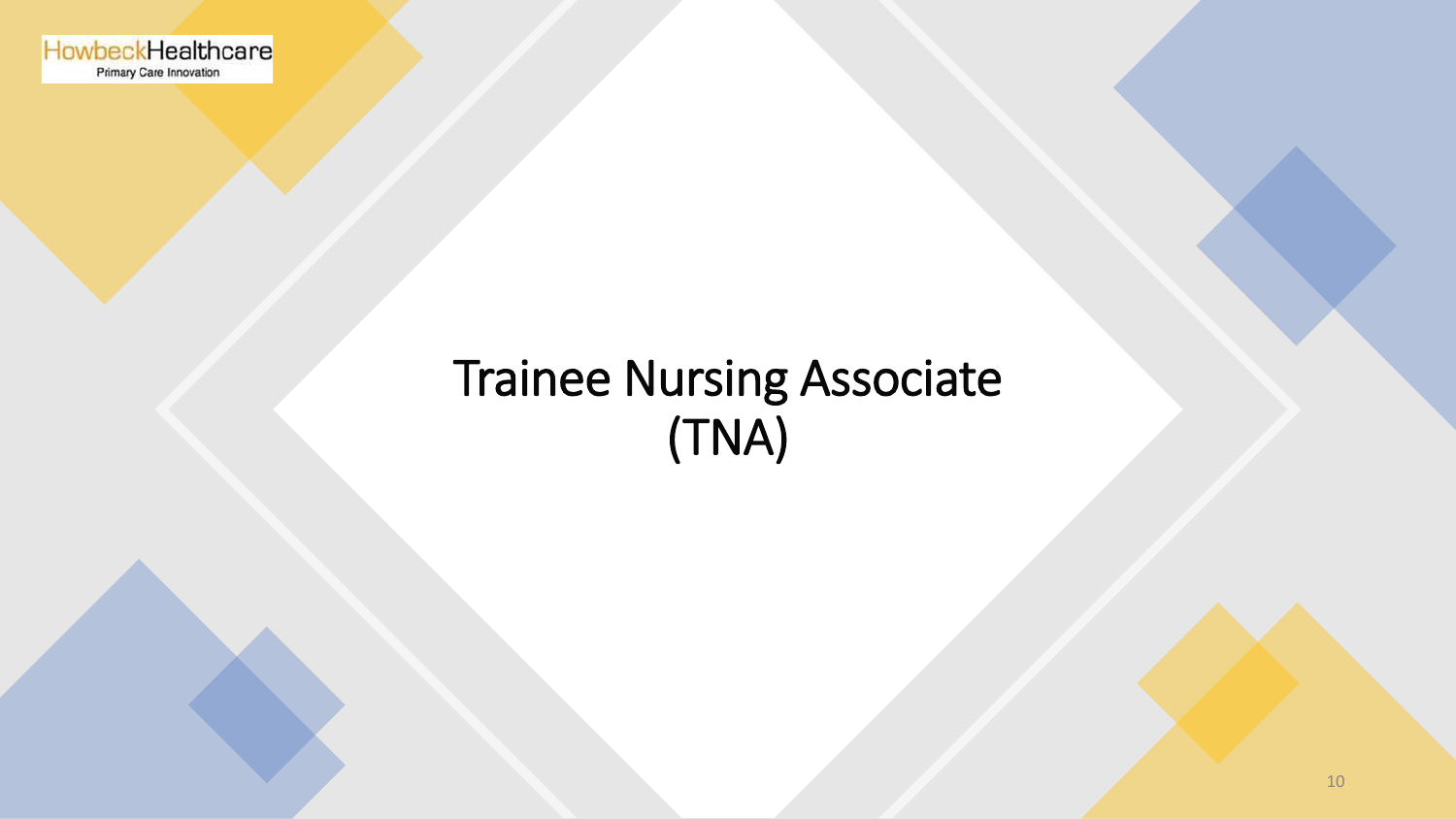# Trainee Nursing Associate (TNA)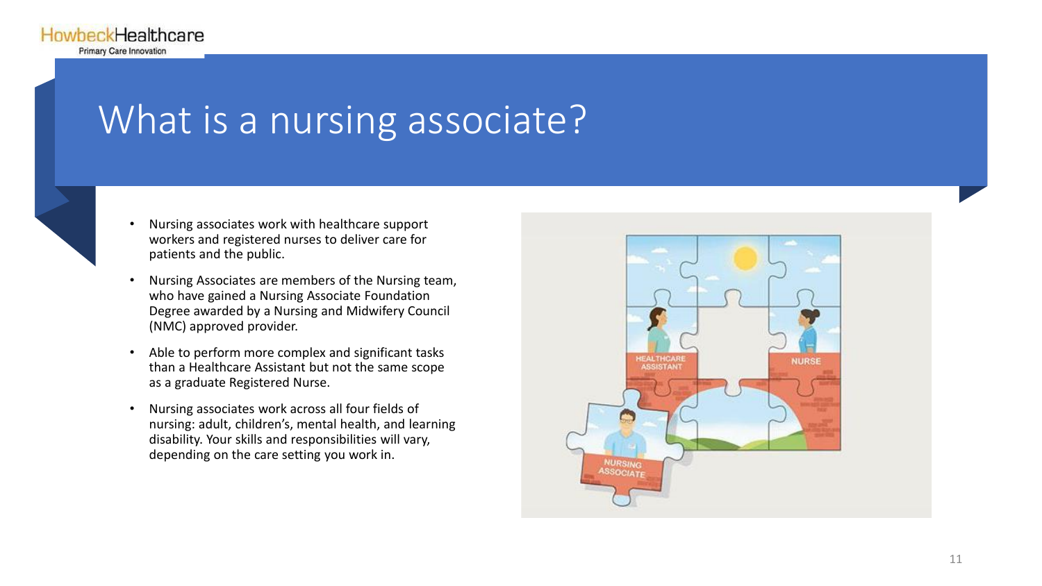# What is a nursing associate?

- Nursing associates work with healthcare support workers and registered nurses to deliver care for patients and the public.
- Nursing Associates are members of the Nursing team, who have gained a Nursing Associate Foundation Degree awarded by a Nursing and Midwifery Council (NMC) approved provider.
- Able to perform more complex and significant tasks than a Healthcare Assistant but not the same scope as a graduate Registered Nurse.
- Nursing associates work across all four fields of nursing: adult, children's, mental health, and learning disability. Your skills and responsibilities will vary, depending on the care setting you work in.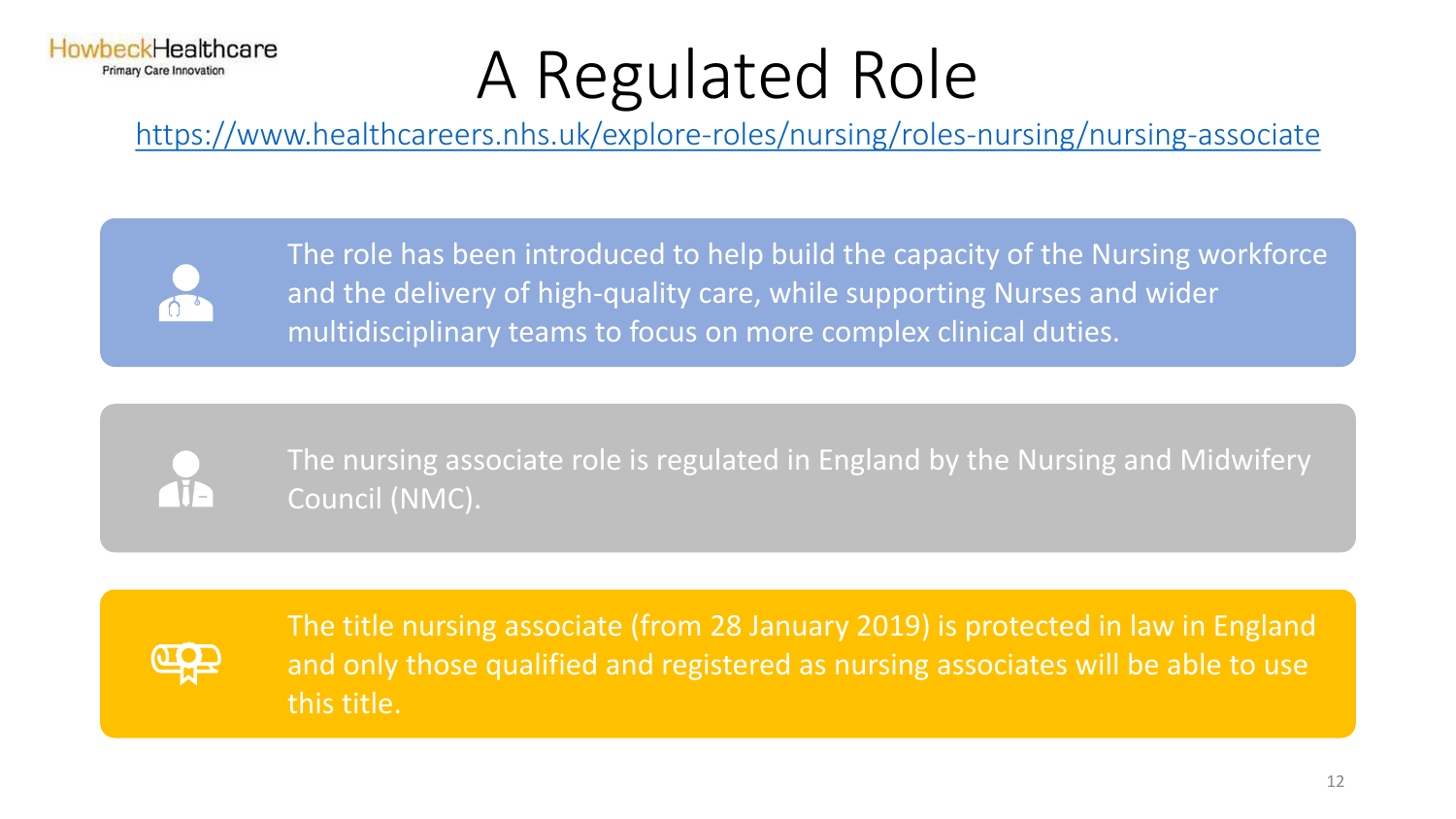# A Regulated Role

https://www.healthcareers.nhs.uk/explore-roles/nursing/roles-nursing/nursing-associate

The role has been introduced to help build the capacity of the Nursing workforce and the delivery of high-quality care, while supporting Nurses and wider multidisciplinary teams to focus on more complex clinical duties.

The nursing associate role is regulated in England by the Nursing and Midwifery Council (NMC).

The title nursing associate (from 28 January 2019) is protected in law in England and only those qualified and registered as nursing associates will be able to use this title.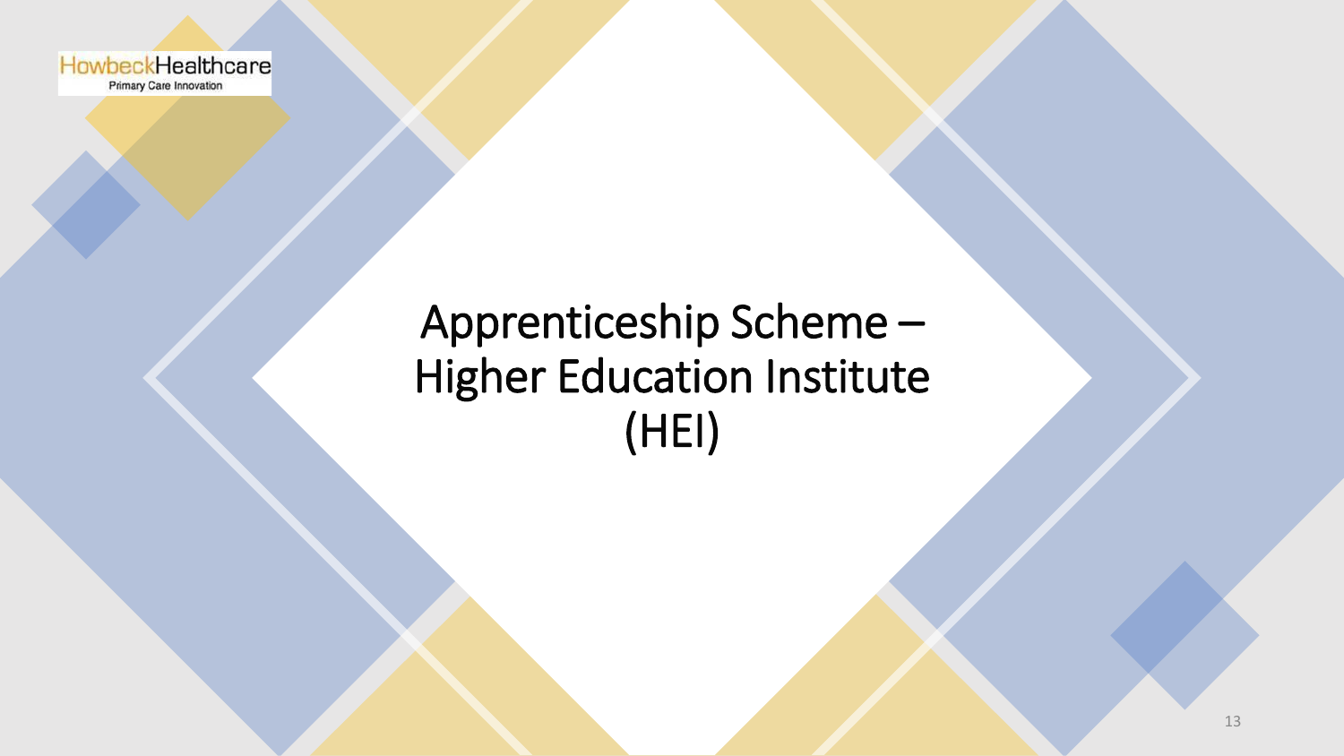# Apprenticeship Scheme – Higher Education Institute (HEI)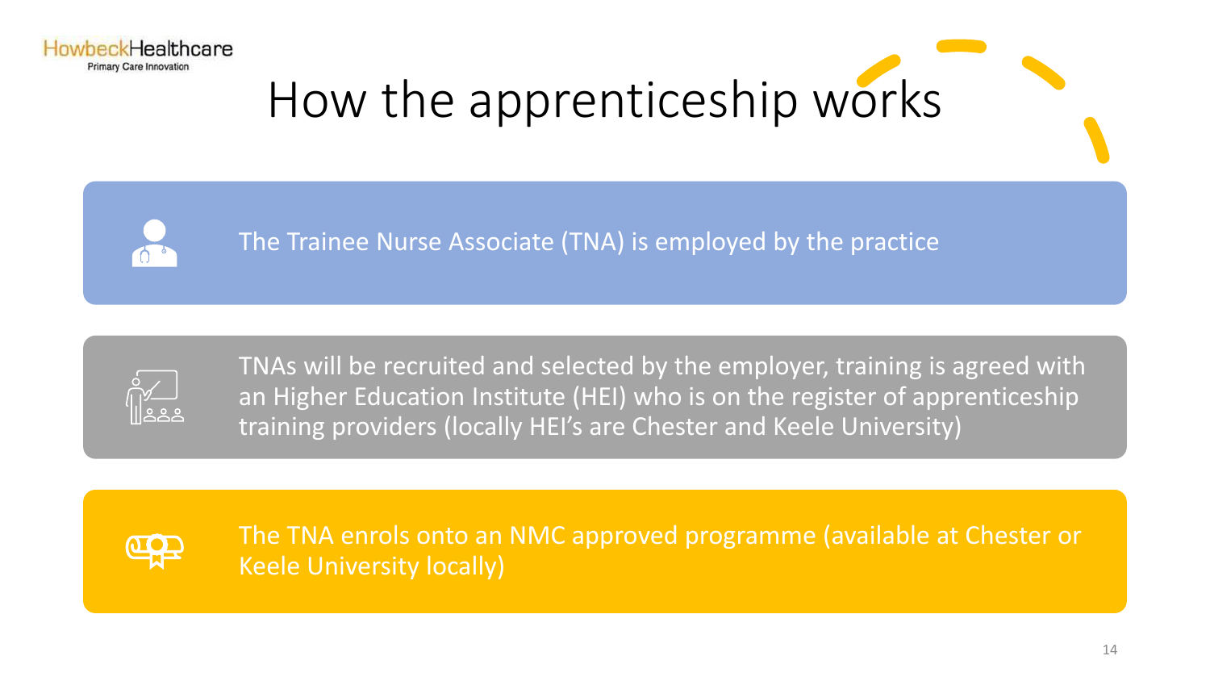# How the apprenticeship works

- The Trainee Nurse Associate (TNA) is employed by the practice
- TNAs will be recruited and selected by the employer, training is agreed with an Higher Education Institute (HEI) who is on the register of apprenticeship training providers (locally HEI's are Chester and Keele University)
- The TNA enrols onto an NMC approved programme (available at Chester or Keele University locally)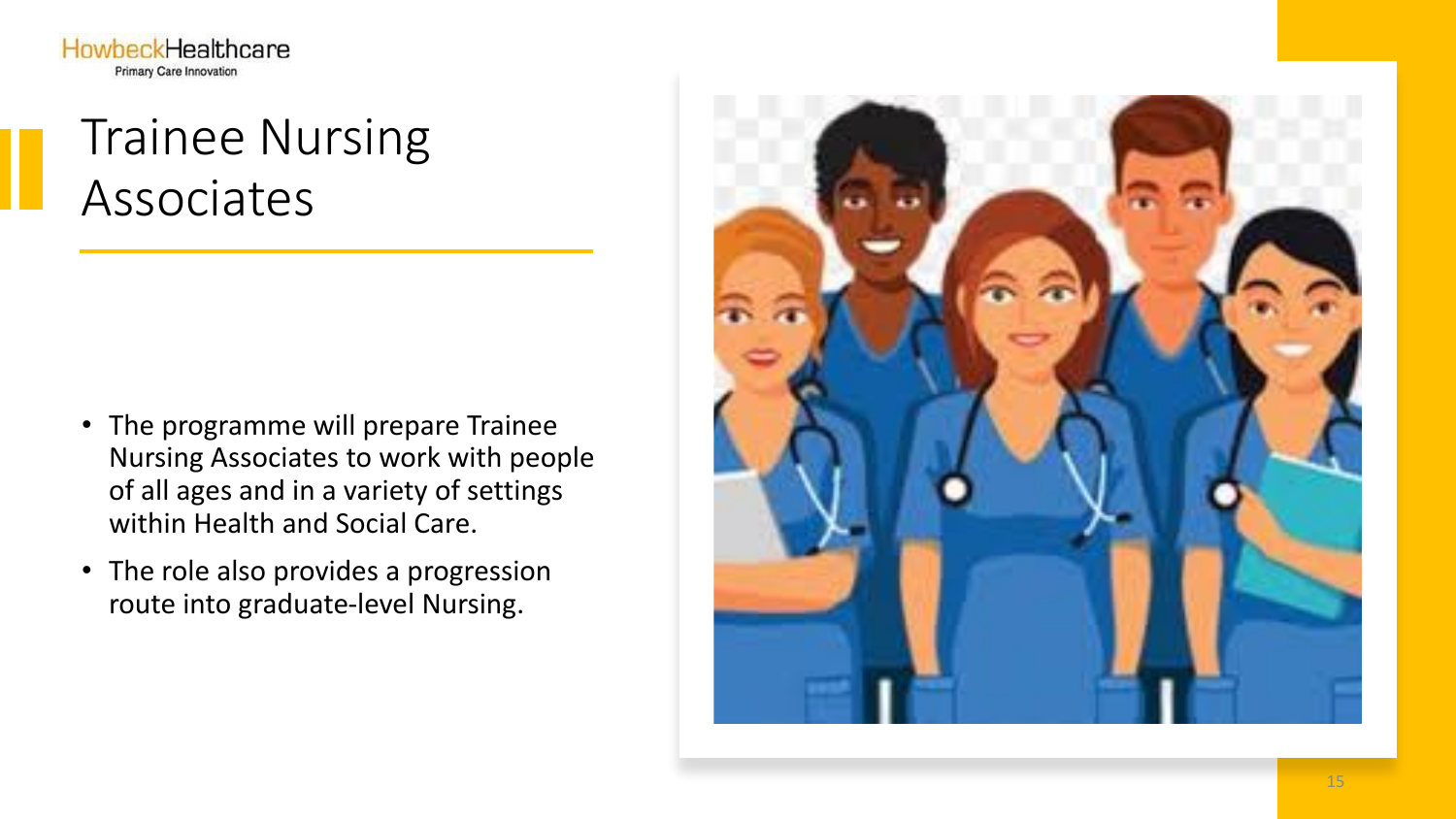# Trainee Nursing Associates

- The programme will prepare Trainee Nursing Associates to work with people of all ages and in a variety of settings within Health and Social Care.
- The role also provides a progression route into graduate-level Nursing.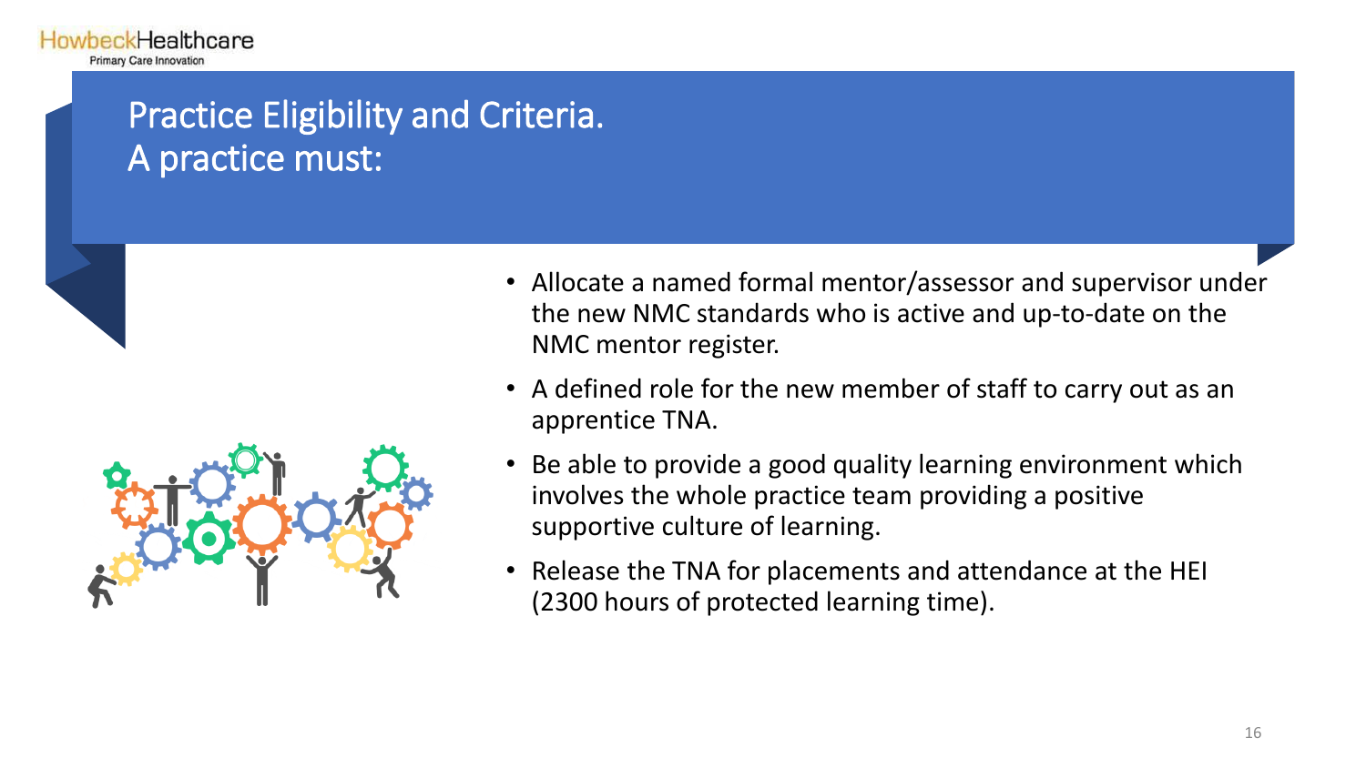# Practice Eligibility and Criteria.
# A practice must:

- Allocate a named formal mentor/assessor and supervisor under the new NMC standards who is active and up-to-date on the NMC mentor register.
- A defined role for the new member of staff to carry out as an apprentice TNA.
- Be able to provide a good quality learning environment which involves the whole practice team providing a positive supportive culture of learning.
- Release the TNA for placements and attendance at the HEI (2300 hours of protected learning time).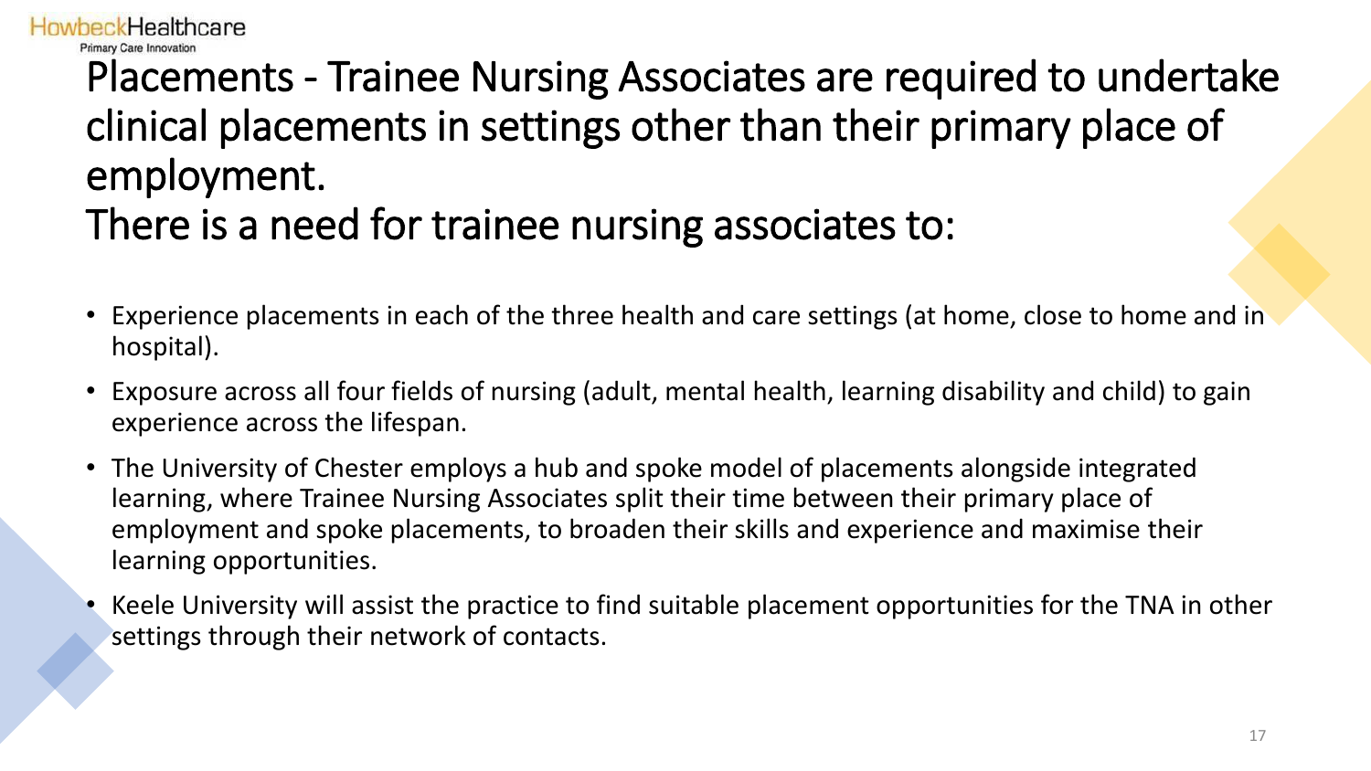# Placements - Trainee Nursing Associates are required to undertake clinical placements in settings other than their primary place of employment.

# There is a need for trainee nursing associates to:

- Experience placements in each of the three health and care settings (at home, close to home and in hospital).
- Exposure across all four fields of nursing (adult, mental health, learning disability and child) to gain experience across the lifespan.
- The University of Chester employs a hub and spoke model of placements alongside integrated learning, where Trainee Nursing Associates split their time between their primary place of employment and spoke placements, to broaden their skills and experience and maximise their learning opportunities.
- Keele University will assist the practice to find suitable placement opportunities for the TNA in other settings through their network of contacts.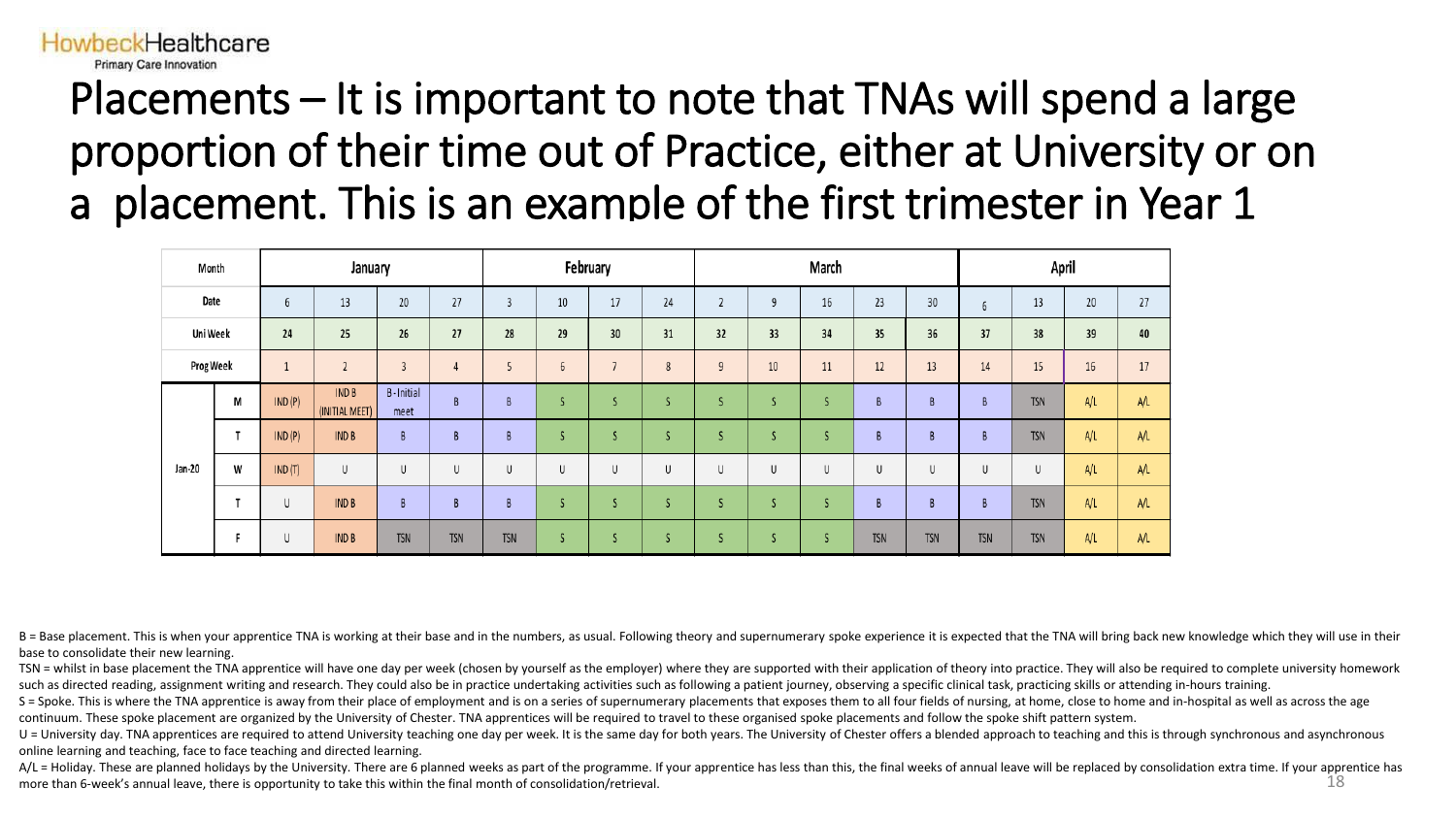HowbeckHealthcare
Primary Care Innovation

# Placements – It is important to note that TNAs will spend a large proportion of their time out of Practice, either at University or on a placement. This is an example of the first trimester in Year 1

| Month | | January | | | | February | | | | March | | | | | April | | | |
|---|---|---|---|---|---|---|---|---|---|---|---|---|---|---|---|---|---|---|
| Date | | 6 | 13 | 20 | 27 | 3 | 10 | 17 | 24 | 2 | 9 | 16 | 23 | 30 | 6 | 13 | 20 | 27 |
| Uni Week | | 24 | 25 | 26 | 27 | 28 | 29 | 30 | 31 | 32 | 33 | 34 | 35 | 36 | 37 | 38 | 39 | 40 |
| Prog Week | | 1 | 2 | 3 | 4 | 5 | 6 | 7 | 8 | 9 | 10 | 11 | 12 | 13 | 14 | 15 | 16 | 17 |
| Jan-20 | M | IND (P) | IND B (INITIAL MEET) | B-Initial meet | B | B | S | S | S | S | S | S | B | B | B | TSN | A/L | A/L |
| | T | IND (P) | IND B | B | B | B | S | S | S | S | S | S | B | B | B | TSN | A/L | A/L |
| | W | IND (T) | U | U | U | U | U | U | U | U | U | U | U | U | U | U | A/L | A/L |
| | T | U | IND B | B | B | B | S | S | S | S | S | S | B | B | B | TSN | A/L | A/L |
| | F | U | IND B | TSN | TSN | TSN | S | S | S | S | S | S | TSN | TSN | TSN | TSN | A/L | A/L |

B = Base placement. This is when your apprentice TNA is working at their base and in the numbers, as usual. Following theory and supernumerary spoke experience it is expected that the TNA will bring back new knowledge which they will use in their base to consolidate their new learning.

TSN = whilst in base placement the TNA apprentice will have one day per week (chosen by yourself as the employer) where they are supported with their application of theory into practice. They will also be required to complete university homework such as directed reading, assignment writing and research. They could also be in practice undertaking activities such as following a patient journey, observing a specific clinical task, practicing skills or attending in-hours training.

S = Spoke. This is where the TNA apprentice is away from their place of employment and is on a series of supernumerary placements that exposes them to all four fields of nursing, at home, close to home and in-hospital as well as across the age continuum. These spoke placement are organized by the University of Chester. TNA apprentices will be required to travel to these organised spoke placements and follow the spoke shift pattern system.

U = University day. TNA apprentices are required to attend University teaching one day per week. It is the same day for both years. The University of Chester offers a blended approach to teaching and this is through synchronous and asynchronous online learning and teaching, face to face teaching and directed learning.

A/L = Holiday. These are planned holidays by the University. There are 6 planned weeks as part of the programme. If your apprentice has less than this, the final weeks of annual leave will be replaced by consolidation extra time. If your apprentice has more than 6-week's annual leave, there is opportunity to take this within the final month of consolidation/retrieval.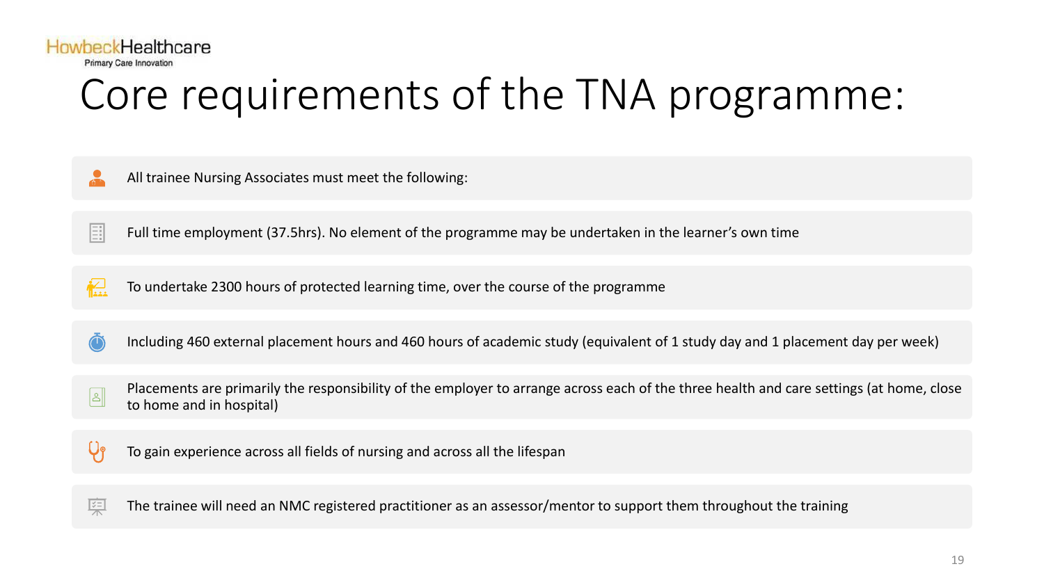HowbeckHealthcare
Primary Care Innovation

# Core requirements of the TNA programme:

All trainee Nursing Associates must meet the following:

- Full time employment (37.5hrs). No element of the programme may be undertaken in the learner's own time
- To undertake 2300 hours of protected learning time, over the course of the programme
- Including 460 external placement hours and 460 hours of academic study (equivalent of 1 study day and 1 placement day per week)
- Placements are primarily the responsibility of the employer to arrange across each of the three health and care settings (at home, close to home and in hospital)
- To gain experience across all fields of nursing and across all the lifespan
- The trainee will need an NMC registered practitioner as an assessor/mentor to support them throughout the training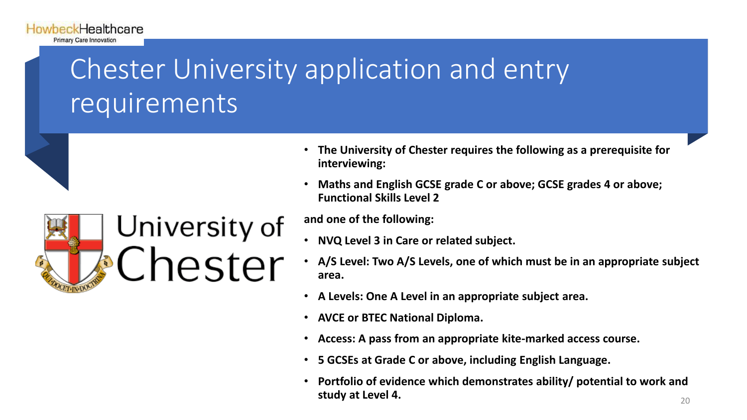# Chester University application and entry requirements

- **The University of Chester requires the following as a prerequisite for interviewing:**
- **Maths and English GCSE grade C or above; GCSE grades 4 or above; Functional Skills Level 2**

**and one of the following:**

- **NVQ Level 3 in Care or related subject.**
- **A/S Level: Two A/S Levels, one of which must be in an appropriate subject area.**
- **A Levels: One A Level in an appropriate subject area.**
- **AVCE or BTEC National Diploma.**
- **Access: A pass from an appropriate kite-marked access course.**
- **5 GCSEs at Grade C or above, including English Language.**
- **Portfolio of evidence which demonstrates ability/ potential to work and study at Level 4.**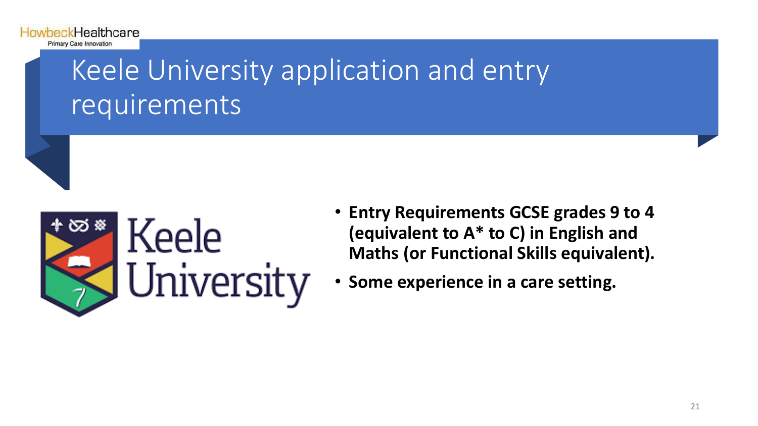# Keele University application and entry requirements

- **Entry Requirements GCSE grades 9 to 4 (equivalent to A* to C) in English and Maths (or Functional Skills equivalent).**
- **Some experience in a care setting.**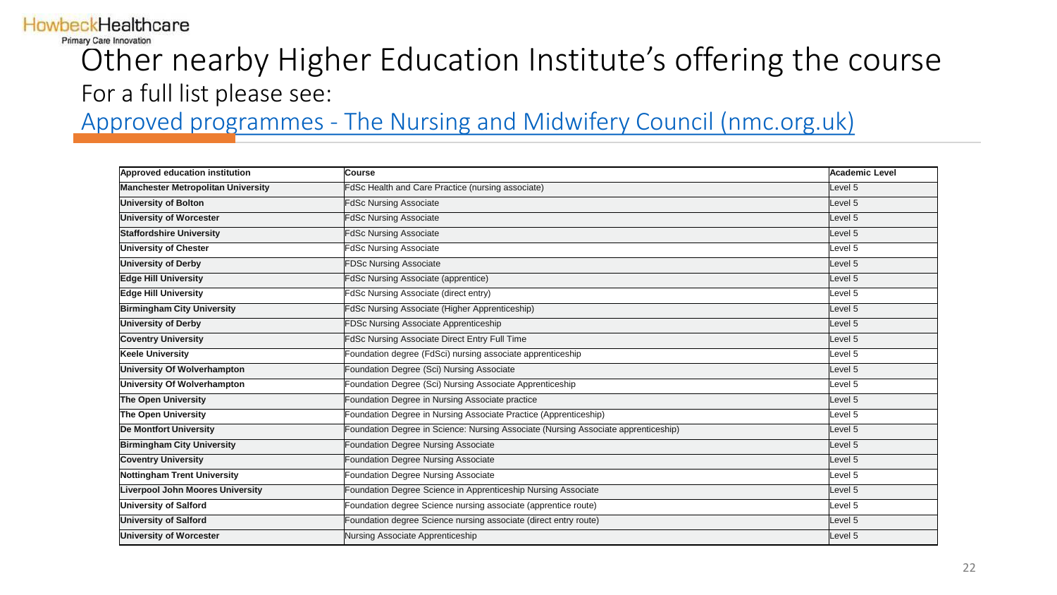# Other nearby Higher Education Institute's offering the course

For a full list please see:

[Approved programmes - The Nursing and Midwifery Council (nmc.org.uk)]

| Approved education institution | Course | Academic Level |
|---|---|---|
| **Manchester Metropolitan University** | FdSc Health and Care Practice (nursing associate) | Level 5 |
| **University of Bolton** | FdSc Nursing Associate | Level 5 |
| **University of Worcester** | FdSc Nursing Associate | Level 5 |
| **Staffordshire University** | FdSc Nursing Associate | Level 5 |
| **University of Chester** | FdSc Nursing Associate | Level 5 |
| **University of Derby** | FDSc Nursing Associate | Level 5 |
| **Edge Hill University** | FdSc Nursing Associate (apprentice) | Level 5 |
| **Edge Hill University** | FdSc Nursing Associate (direct entry) | Level 5 |
| **Birmingham City University** | FdSc Nursing Associate (Higher Apprenticeship) | Level 5 |
| **University of Derby** | FDSc Nursing Associate Apprenticeship | Level 5 |
| **Coventry University** | FdSc Nursing Associate Direct Entry Full Time | Level 5 |
| **Keele University** | Foundation degree (FdSci) nursing associate apprenticeship | Level 5 |
| **University Of Wolverhampton** | Foundation Degree (Sci) Nursing Associate | Level 5 |
| **University Of Wolverhampton** | Foundation Degree (Sci) Nursing Associate Apprenticeship | Level 5 |
| **The Open University** | Foundation Degree in Nursing Associate practice | Level 5 |
| **The Open University** | Foundation Degree in Nursing Associate Practice (Apprenticeship) | Level 5 |
| **De Montfort University** | Foundation Degree in Science: Nursing Associate (Nursing Associate apprenticeship) | Level 5 |
| **Birmingham City University** | Foundation Degree Nursing Associate | Level 5 |
| **Coventry University** | Foundation Degree Nursing Associate | Level 5 |
| **Nottingham Trent University** | Foundation Degree Nursing Associate | Level 5 |
| **Liverpool John Moores University** | Foundation Degree Science in Apprenticeship Nursing Associate | Level 5 |
| **University of Salford** | Foundation degree Science nursing associate (apprentice route) | Level 5 |
| **University of Salford** | Foundation degree Science nursing associate (direct entry route) | Level 5 |
| **University of Worcester** | Nursing Associate Apprenticeship | Level 5 |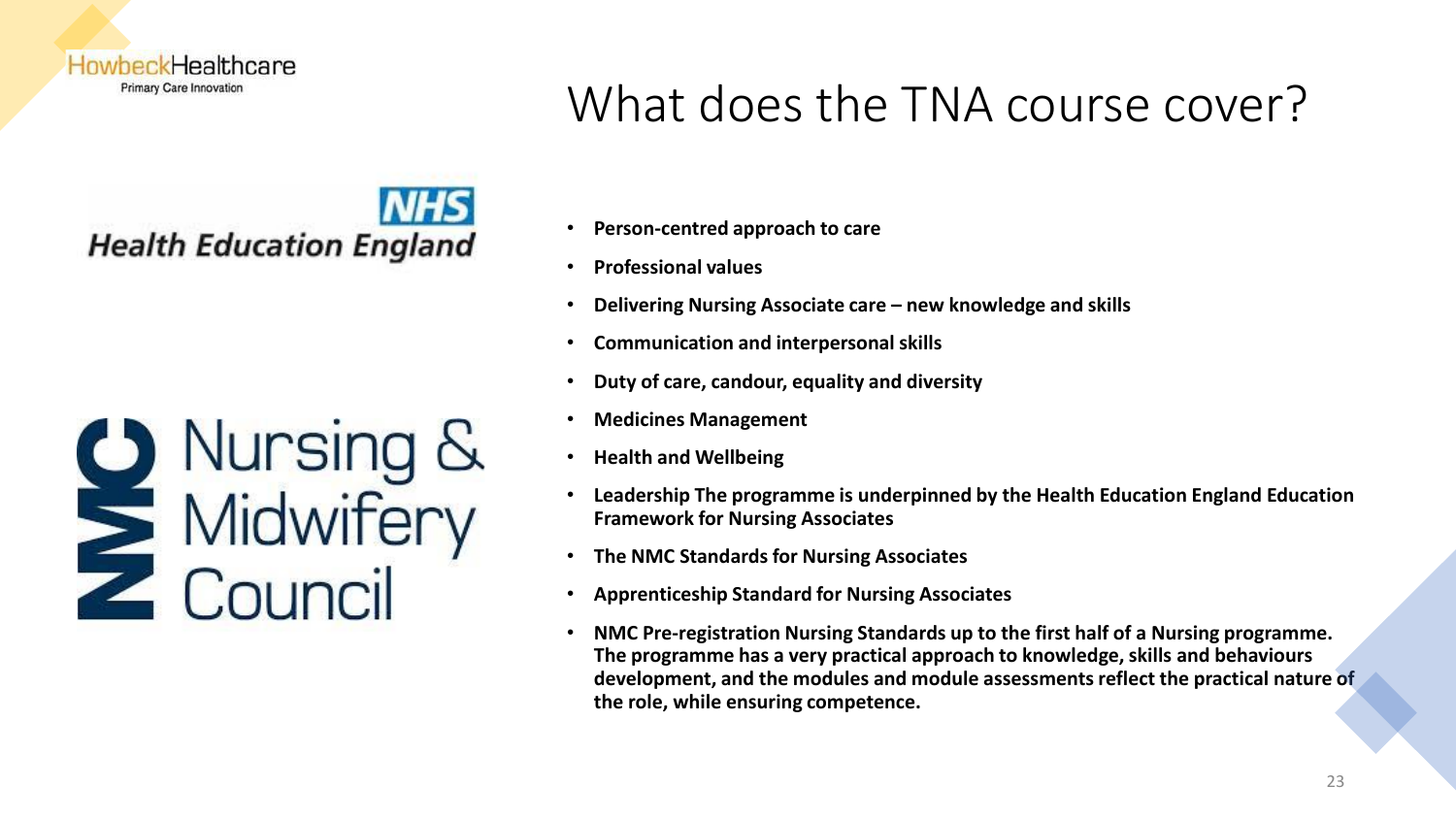HowbeckHealthcare
Primary Care Innovation

# What does the TNA course cover?

NHS
Health Education England

NMC Nursing & Midwifery Council

- **Person-centred approach to care**
- **Professional values**
- **Delivering Nursing Associate care – new knowledge and skills**
- **Communication and interpersonal skills**
- **Duty of care, candour, equality and diversity**
- **Medicines Management**
- **Health and Wellbeing**
- **Leadership The programme is underpinned by the Health Education England Education Framework for Nursing Associates**
- **The NMC Standards for Nursing Associates**
- **Apprenticeship Standard for Nursing Associates**
- **NMC Pre-registration Nursing Standards up to the first half of a Nursing programme. The programme has a very practical approach to knowledge, skills and behaviours development, and the modules and module assessments reflect the practical nature of the role, while ensuring competence.**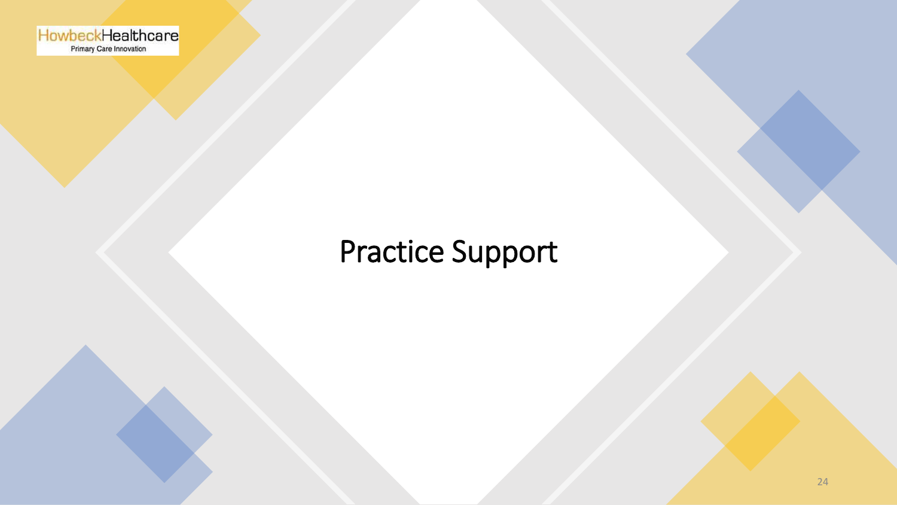# Practice Support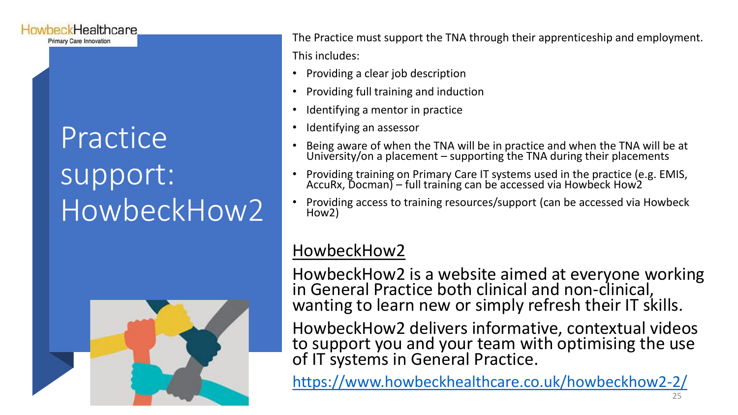# Practice support: HowbeckHow2

The Practice must support the TNA through their apprenticeship and employment. This includes:

- Providing a clear job description
- Providing full training and induction
- Identifying a mentor in practice
- Identifying an assessor
- Being aware of when the TNA will be in practice and when the TNA will be at University/on a placement – supporting the TNA during their placements
- Providing training on Primary Care IT systems used in the practice (e.g. EMIS, AccuRx, Docman) – full training can be accessed via Howbeck How2
- Providing access to training resources/support (can be accessed via Howbeck How2)

## HowbeckHow2

HowbeckHow2 is a website aimed at everyone working in General Practice both clinical and non-clinical, wanting to learn new or simply refresh their IT skills.

HowbeckHow2 delivers informative, contextual videos to support you and your team with optimising the use of IT systems in General Practice.

https://www.howbeckhealthcare.co.uk/howbeckhow2-2/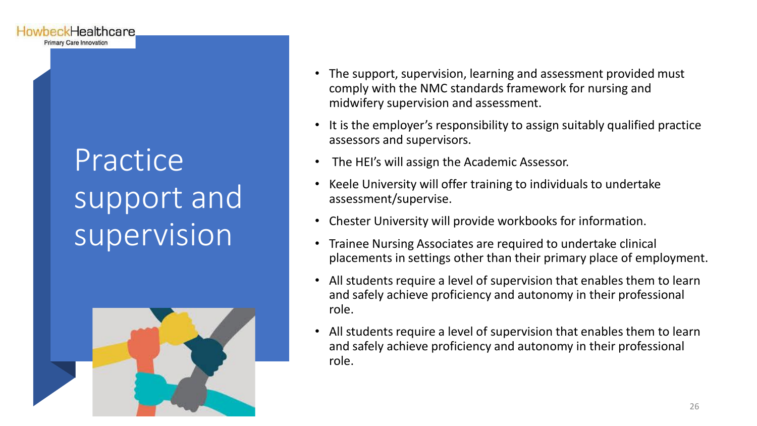# Practice support and supervision

- The support, supervision, learning and assessment provided must comply with the NMC standards framework for nursing and midwifery supervision and assessment.
- It is the employer's responsibility to assign suitably qualified practice assessors and supervisors.
- The HEI's will assign the Academic Assessor.
- Keele University will offer training to individuals to undertake assessment/supervise.
- Chester University will provide workbooks for information.
- Trainee Nursing Associates are required to undertake clinical placements in settings other than their primary place of employment.
- All students require a level of supervision that enables them to learn and safely achieve proficiency and autonomy in their professional role.
- All students require a level of supervision that enables them to learn and safely achieve proficiency and autonomy in their professional role.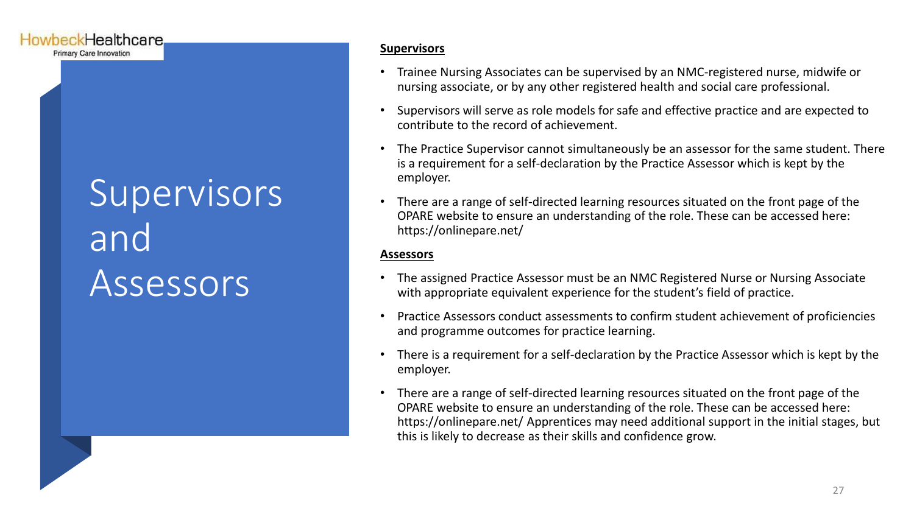HowbeckHealthcare
Primary Care Innovation

# Supervisors and Assessors

## Supervisors

- Trainee Nursing Associates can be supervised by an NMC-registered nurse, midwife or nursing associate, or by any other registered health and social care professional.
- Supervisors will serve as role models for safe and effective practice and are expected to contribute to the record of achievement.
- The Practice Supervisor cannot simultaneously be an assessor for the same student. There is a requirement for a self-declaration by the Practice Assessor which is kept by the employer.
- There are a range of self-directed learning resources situated on the front page of the OPARE website to ensure an understanding of the role. These can be accessed here: https://onlinepare.net/

## Assessors

- The assigned Practice Assessor must be an NMC Registered Nurse or Nursing Associate with appropriate equivalent experience for the student's field of practice.
- Practice Assessors conduct assessments to confirm student achievement of proficiencies and programme outcomes for practice learning.
- There is a requirement for a self-declaration by the Practice Assessor which is kept by the employer.
- There are a range of self-directed learning resources situated on the front page of the OPARE website to ensure an understanding of the role. These can be accessed here: https://onlinepare.net/ Apprentices may need additional support in the initial stages, but this is likely to decrease as their skills and confidence grow.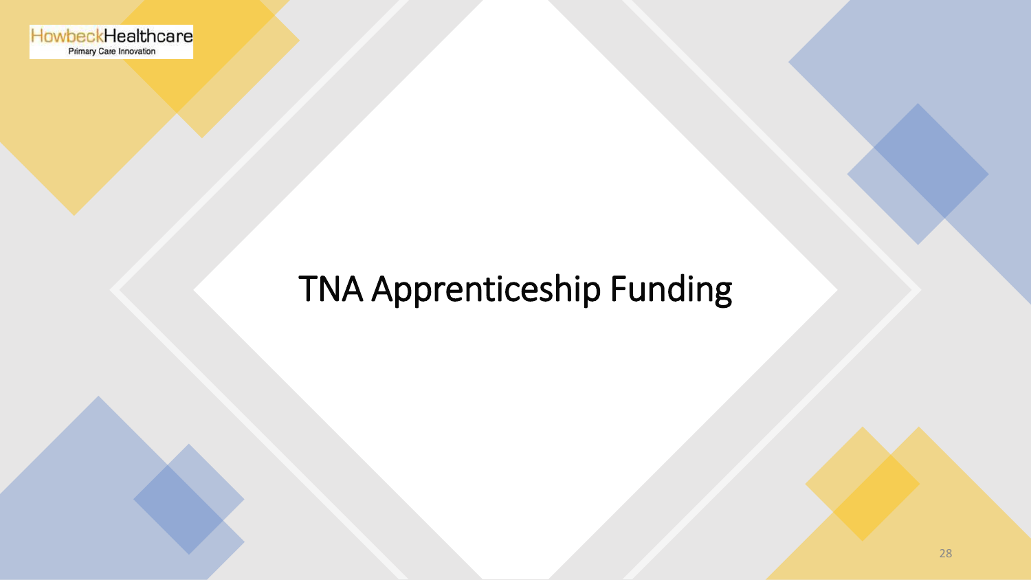# TNA Apprenticeship Funding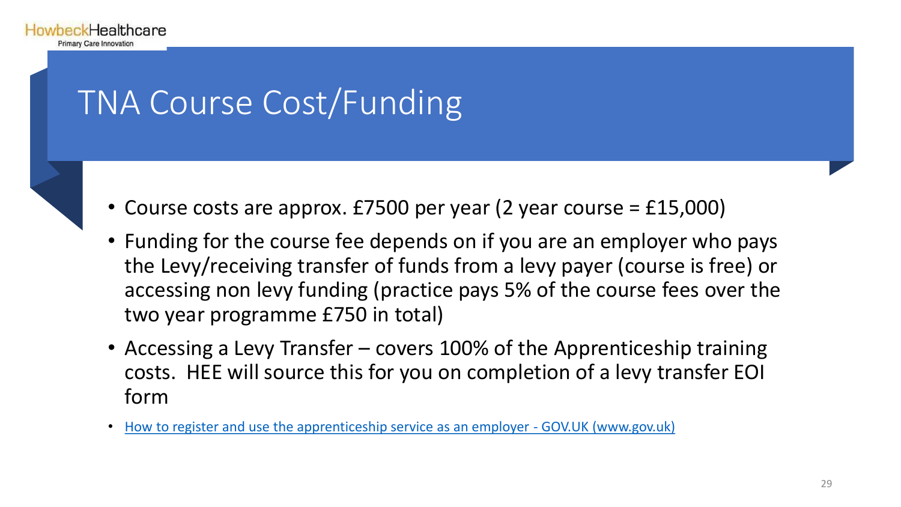# TNA Course Cost/Funding

- Course costs are approx. £7500 per year (2 year course = £15,000)
- Funding for the course fee depends on if you are an employer who pays the Levy/receiving transfer of funds from a levy payer (course is free) or accessing non levy funding (practice pays 5% of the course fees over the two year programme £750 in total)
- Accessing a Levy Transfer – covers 100% of the Apprenticeship training costs. HEE will source this for you on completion of a levy transfer EOI form
- How to register and use the apprenticeship service as an employer - GOV.UK (www.gov.uk)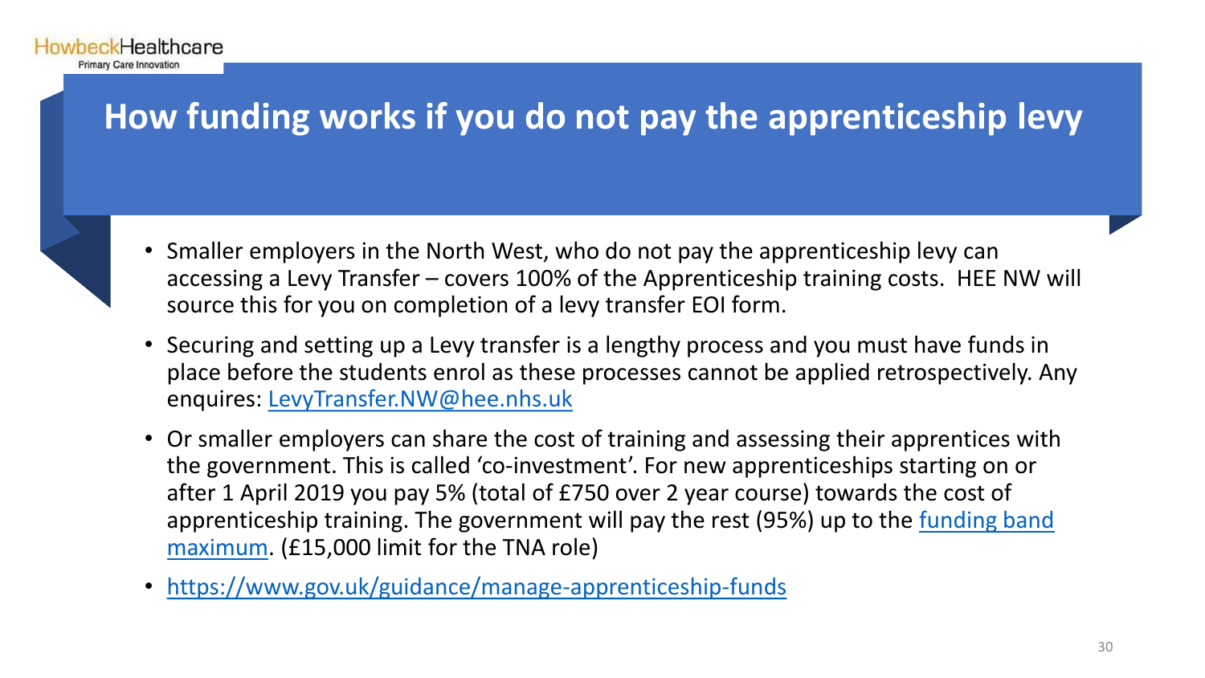# How funding works if you do not pay the apprenticeship levy

- Smaller employers in the North West, who do not pay the apprenticeship levy can accessing a Levy Transfer – covers 100% of the Apprenticeship training costs. HEE NW will source this for you on completion of a levy transfer EOI form.
- Securing and setting up a Levy transfer is a lengthy process and you must have funds in place before the students enrol as these processes cannot be applied retrospectively. Any enquires: [LevyTransfer.NW@hee.nhs.uk](mailto:LevyTransfer.NW@hee.nhs.uk)
- Or smaller employers can share the cost of training and assessing their apprentices with the government. This is called 'co-investment'. For new apprenticeships starting on or after 1 April 2019 you pay 5% (total of £750 over 2 year course) towards the cost of apprenticeship training. The government will pay the rest (95%) up to the funding band maximum. (£15,000 limit for the TNA role)
- https://www.gov.uk/guidance/manage-apprenticeship-funds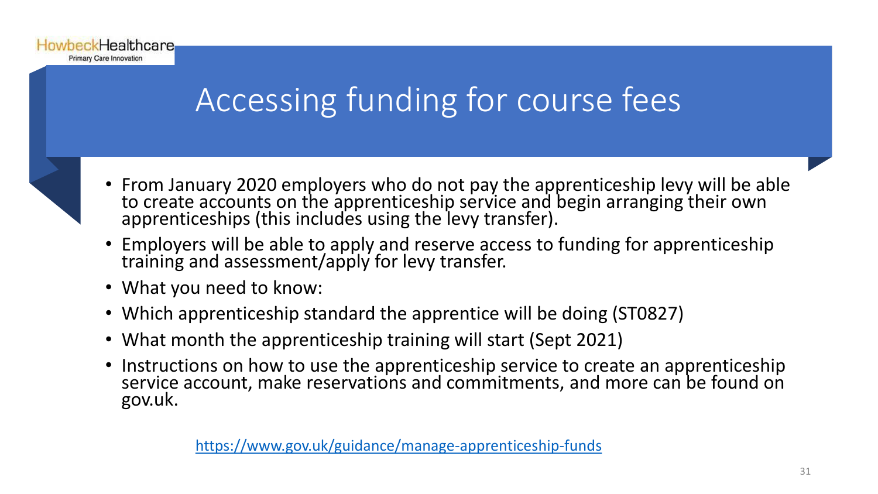# Accessing funding for course fees

- From January 2020 employers who do not pay the apprenticeship levy will be able to create accounts on the apprenticeship service and begin arranging their own apprenticeships (this includes using the levy transfer).
- Employers will be able to apply and reserve access to funding for apprenticeship training and assessment/apply for levy transfer.
- What you need to know:
- Which apprenticeship standard the apprentice will be doing (ST0827)
- What month the apprenticeship training will start (Sept 2021)
- Instructions on how to use the apprenticeship service to create an apprenticeship service account, make reservations and commitments, and more can be found on gov.uk.

https://www.gov.uk/guidance/manage-apprenticeship-funds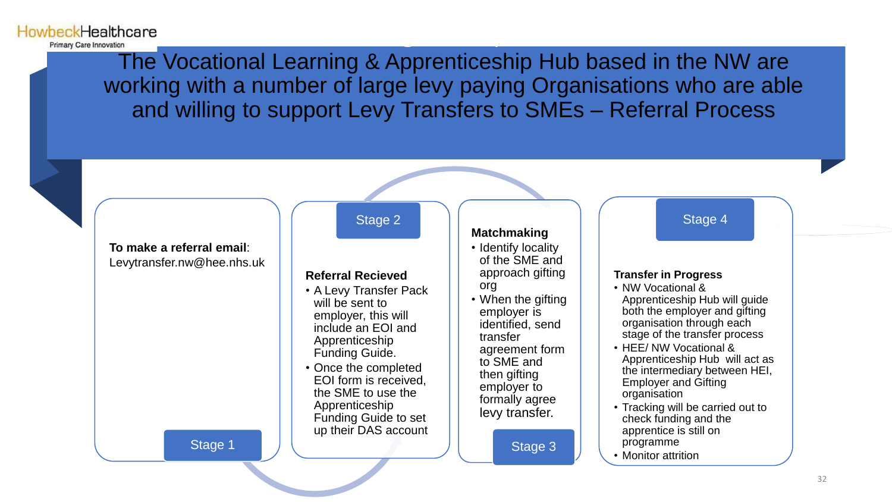# The Vocational Learning & Apprenticeship Hub based in the NW are working with a number of large levy paying Organisations who are able and willing to support Levy Transfers to SMEs – Referral Process

## Stage 1

**To make a referral email**: Levytransfer.nw@hee.nhs.uk

## Stage 2

**Referral Recieved**

- A Levy Transfer Pack will be sent to employer, this will include an EOI and Apprenticeship Funding Guide.
- Once the completed EOI form is received, the SME to use the Apprenticeship Funding Guide to set up their DAS account

## Stage 3

**Matchmaking**

- Identify locality of the SME and approach gifting org
- When the gifting employer is identified, send transfer agreement form to SME and then gifting employer to formally agree levy transfer.

## Stage 4

**Transfer in Progress**

- NW Vocational & Apprenticeship Hub will guide both the employer and gifting organisation through each stage of the transfer process
- HEE/ NW Vocational & Apprenticeship Hub will act as the intermediary between HEI, Employer and Gifting organisation
- Tracking will be carried out to check funding and the apprentice is still on programme
- Monitor attrition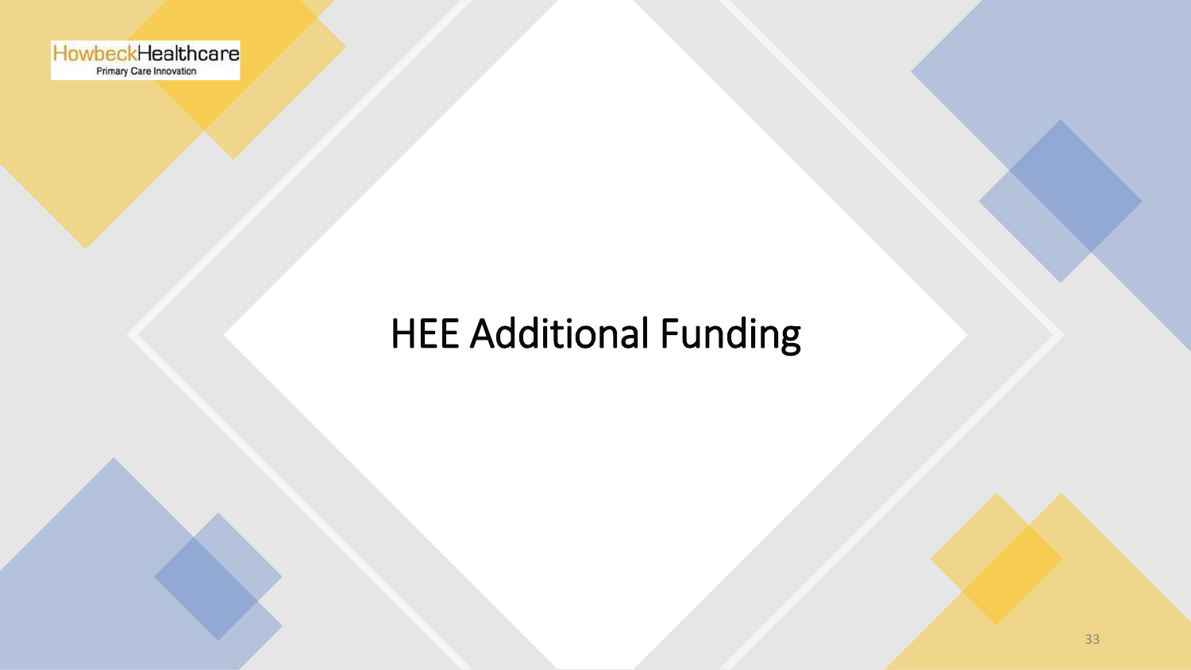# HEE Additional Funding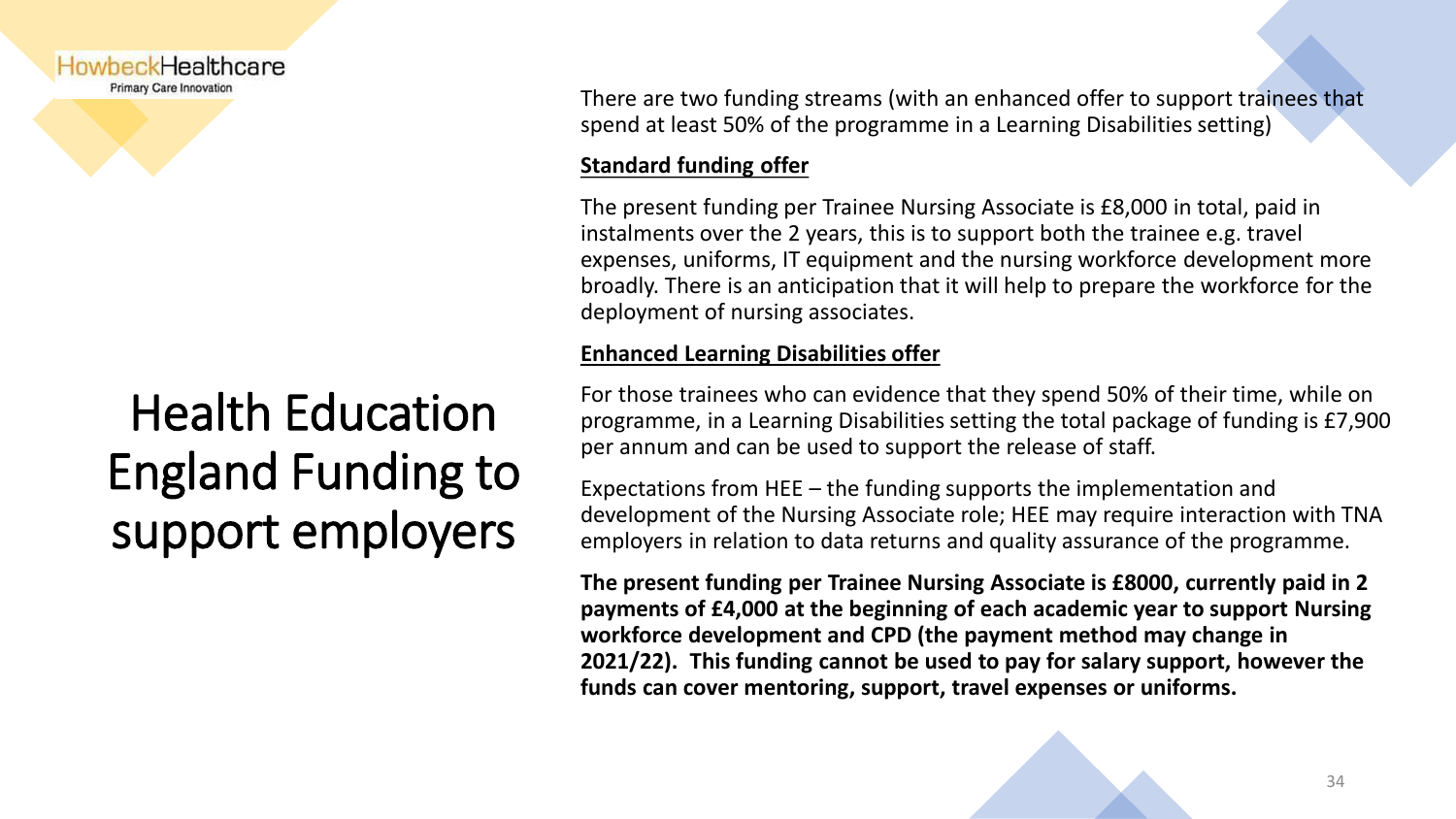HowbeckHealthcare
Primary Care Innovation

# Health Education England Funding to support employers

There are two funding streams (with an enhanced offer to support trainees that spend at least 50% of the programme in a Learning Disabilities setting)

**Standard funding offer**

The present funding per Trainee Nursing Associate is £8,000 in total, paid in instalments over the 2 years, this is to support both the trainee e.g. travel expenses, uniforms, IT equipment and the nursing workforce development more broadly. There is an anticipation that it will help to prepare the workforce for the deployment of nursing associates.

**Enhanced Learning Disabilities offer**

For those trainees who can evidence that they spend 50% of their time, while on programme, in a Learning Disabilities setting the total package of funding is £7,900 per annum and can be used to support the release of staff.

Expectations from HEE – the funding supports the implementation and development of the Nursing Associate role; HEE may require interaction with TNA employers in relation to data returns and quality assurance of the programme.

**The present funding per Trainee Nursing Associate is £8000, currently paid in 2 payments of £4,000 at the beginning of each academic year to support Nursing workforce development and CPD (the payment method may change in 2021/22). This funding cannot be used to pay for salary support, however the funds can cover mentoring, support, travel expenses or uniforms.**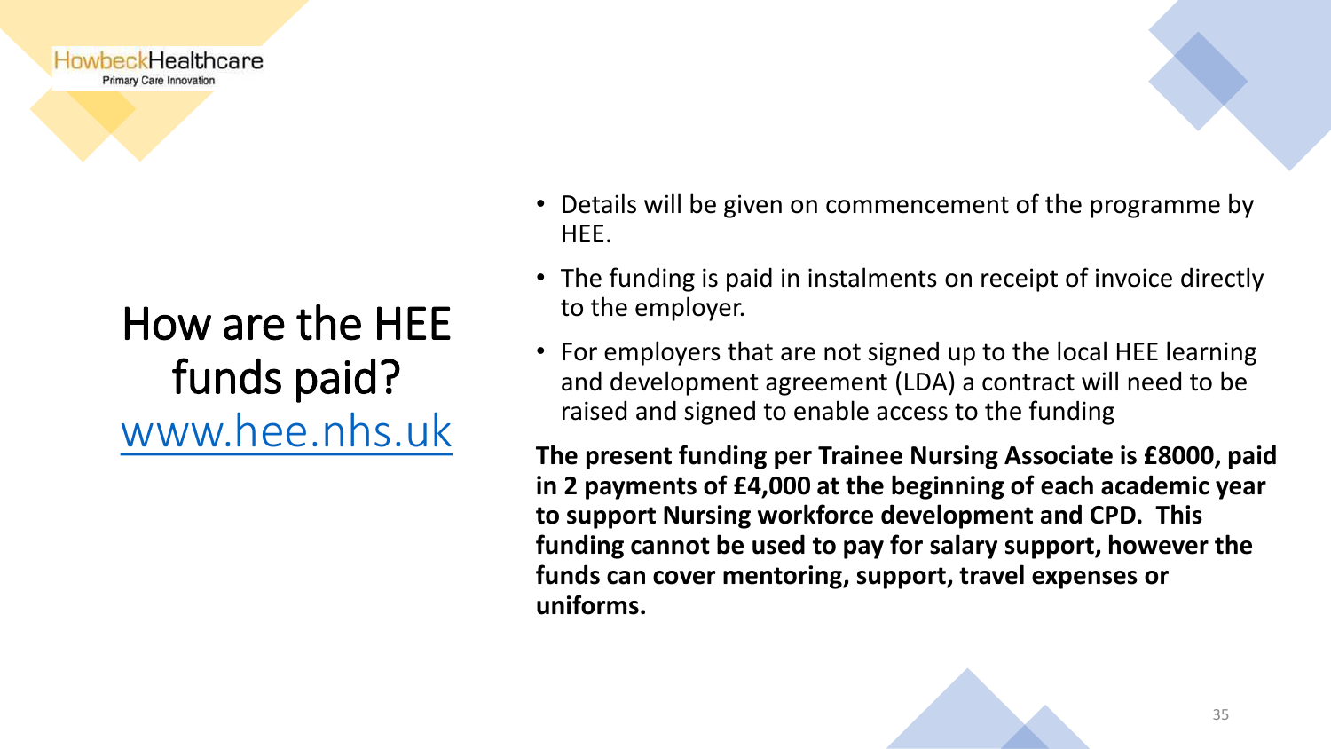# How are the HEE funds paid?

www.hee.nhs.uk

- Details will be given on commencement of the programme by HEE.
- The funding is paid in instalments on receipt of invoice directly to the employer.
- For employers that are not signed up to the local HEE learning and development agreement (LDA) a contract will need to be raised and signed to enable access to the funding

**The present funding per Trainee Nursing Associate is £8000, paid in 2 payments of £4,000 at the beginning of each academic year to support Nursing workforce development and CPD. This funding cannot be used to pay for salary support, however the funds can cover mentoring, support, travel expenses or uniforms.**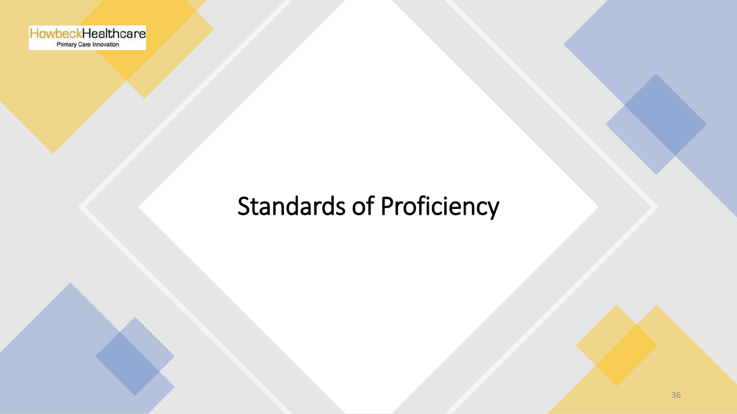# Standards of Proficiency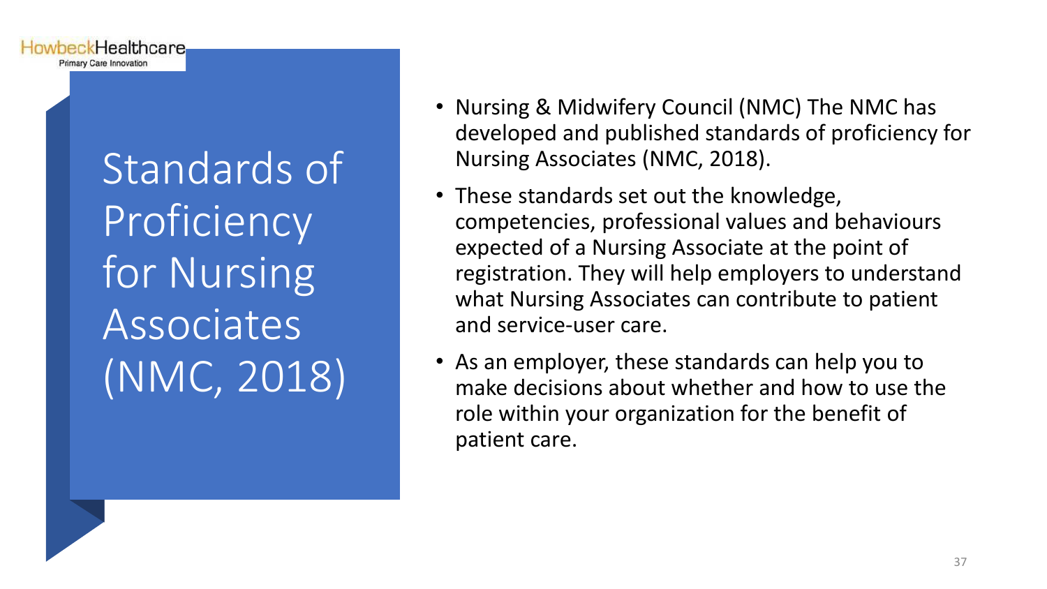# Standards of Proficiency for Nursing Associates (NMC, 2018)

- Nursing & Midwifery Council (NMC) The NMC has developed and published standards of proficiency for Nursing Associates (NMC, 2018).
- These standards set out the knowledge, competencies, professional values and behaviours expected of a Nursing Associate at the point of registration. They will help employers to understand what Nursing Associates can contribute to patient and service-user care.
- As an employer, these standards can help you to make decisions about whether and how to use the role within your organization for the benefit of patient care.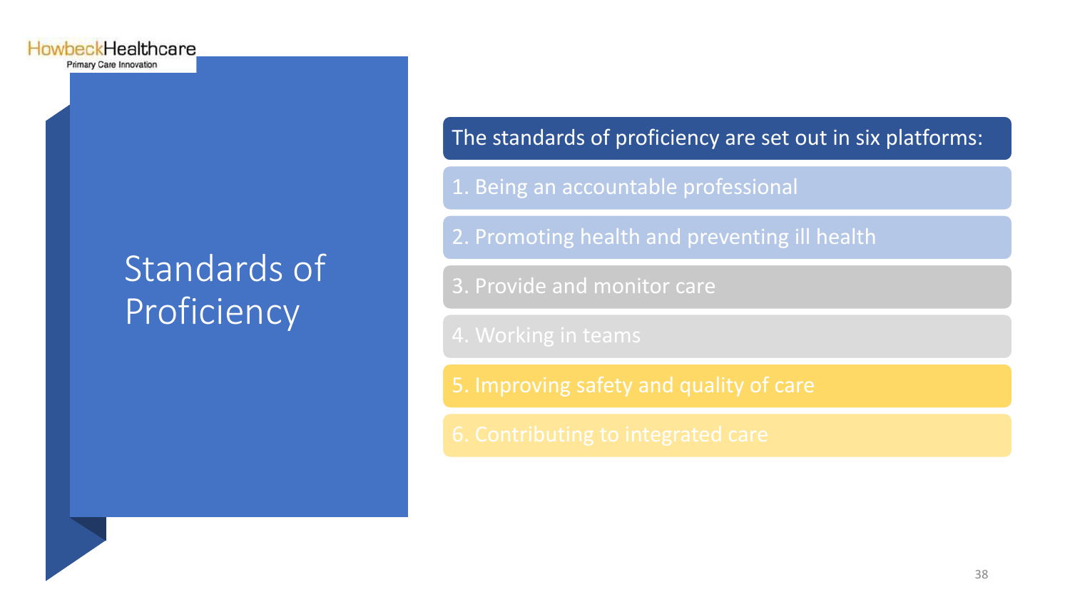HowbeckHealthcare
Primary Care Innovation

# Standards of Proficiency

The standards of proficiency are set out in six platforms:

1. Being an accountable professional
2. Promoting health and preventing ill health
3. Provide and monitor care
4. Working in teams
5. Improving safety and quality of care
6. Contributing to integrated care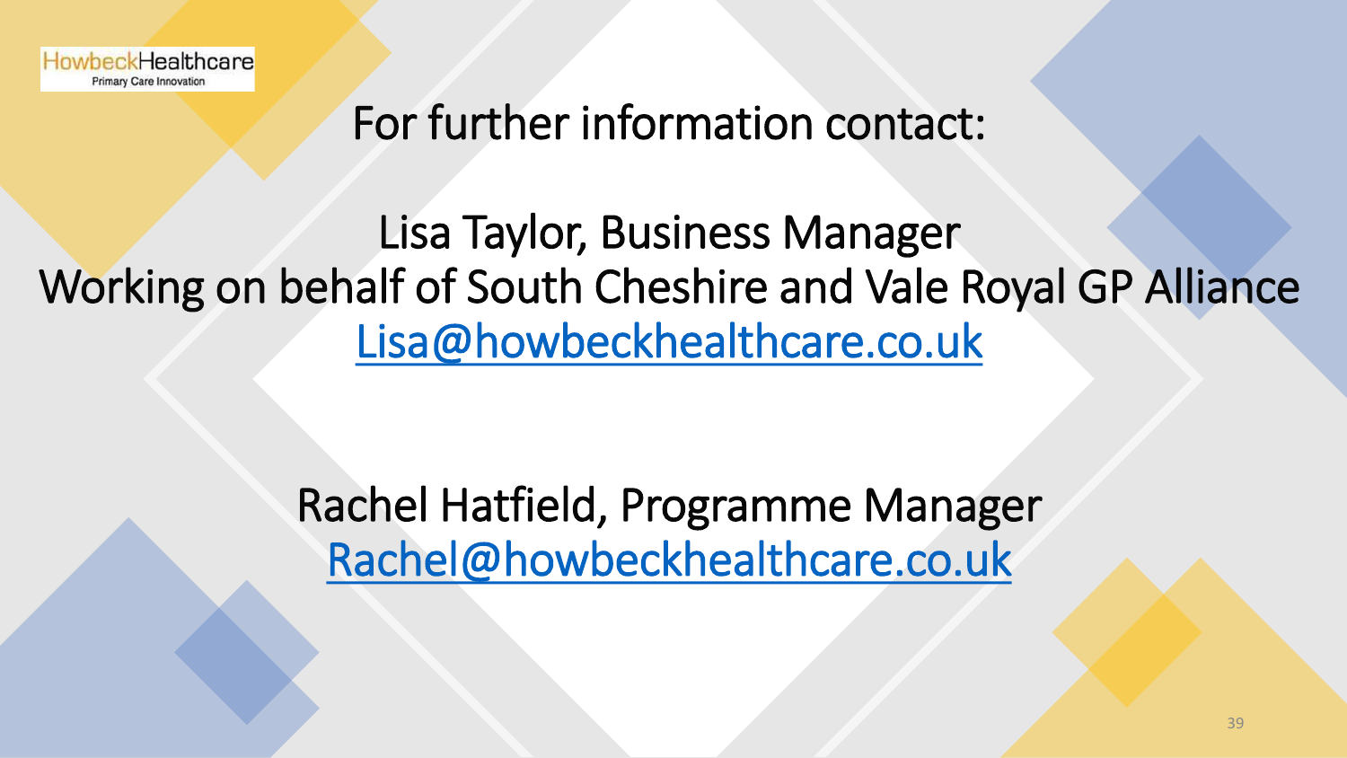HowbeckHealthcare
Primary Care Innovation

# For further information contact:

Lisa Taylor, Business Manager
Working on behalf of South Cheshire and Vale Royal GP Alliance
Lisa@howbeckhealthcare.co.uk

Rachel Hatfield, Programme Manager
Rachel@howbeckhealthcare.co.uk